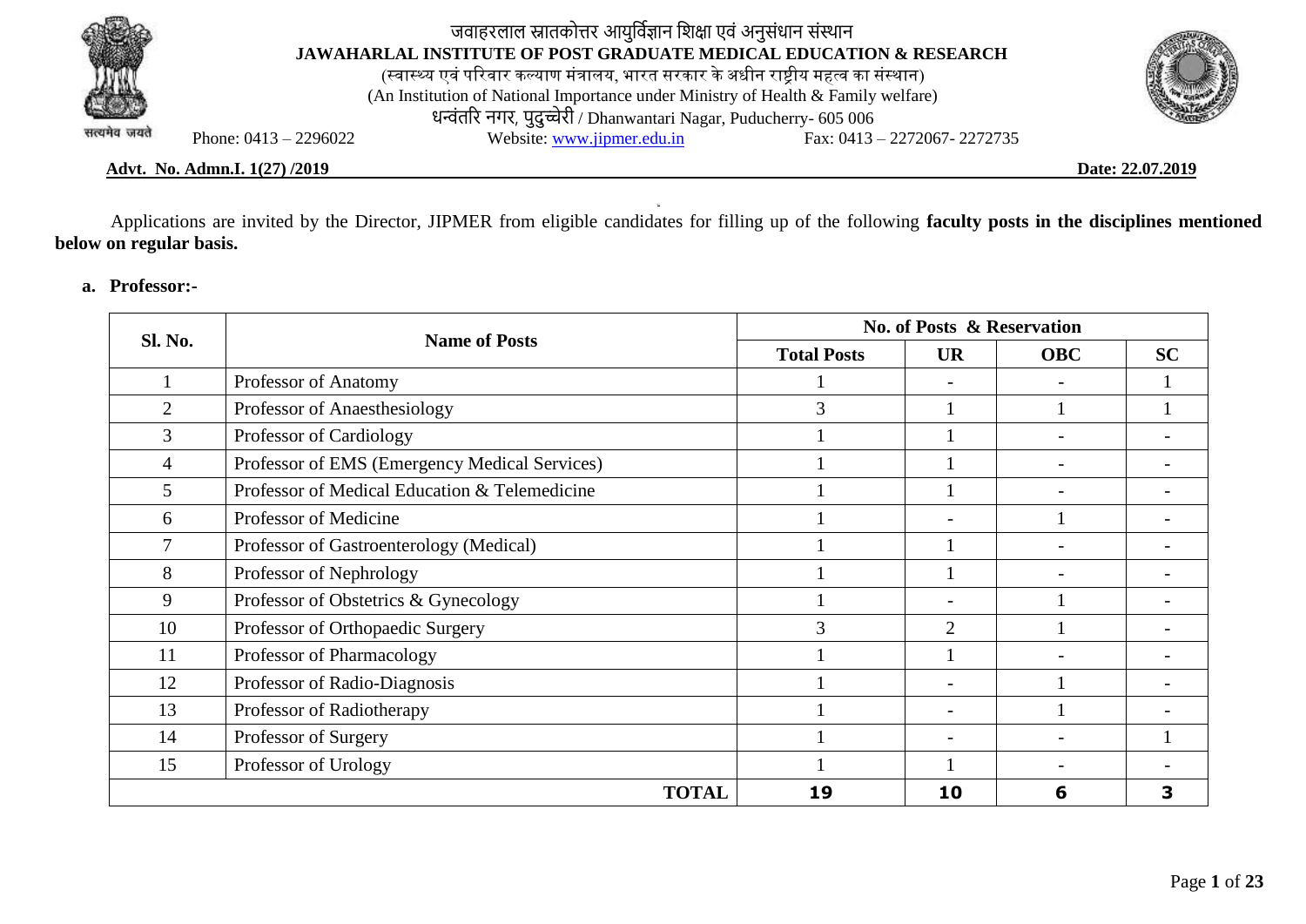# जवाहरलाल स्नातकोत्तर आयुर्विज्ञान शिक्षा एवं अनुसंधान संस्थान

## JAWAHARLAL INSTITUTE OF POST GRADUATE MEDICAL EDUCATION & RESEARCH

(स्वास्थ्य एवं परिवार कल्याण मंत्रालय, भारत सरकार के अधीन राष्ट्रीय महत्व का संस्थान)

(An Institution of National Importance under Ministry of Health & Family welfare)

धन्वंतरि नगर, पुदुच्चेरी / Dhanwantari Nagar, Puducherry- 605 006

सत्यमेव जयते

Phone: 0413 – 2296022 Website: www.jipmer.edu.in Fax: 0413 – 2272067- 2272735

**Advt. No. Admn.I. 1(27) /2019** **Date: 22.07.2019**

Applications are invited by the Director, JIPMER from eligible candidates for filling up of the following **faculty posts in the disciplines mentioned below on regular basis.**

**a. Professor:-**

| Sl. No. | Name of Posts | No. of Posts & Reservation | | | |
|---|---|---|---|---|---|
| | | Total Posts | UR | OBC | SC |
| 1 | Professor of Anatomy | 1 | - | - | 1 |
| 2 | Professor of Anaesthesiology | 3 | 1 | 1 | 1 |
| 3 | Professor of Cardiology | 1 | 1 | - | - |
| 4 | Professor of EMS (Emergency Medical Services) | 1 | 1 | - | - |
| 5 | Professor of Medical Education & Telemedicine | 1 | 1 | - | - |
| 6 | Professor of Medicine | 1 | - | 1 | - |
| 7 | Professor of Gastroenterology (Medical) | 1 | 1 | - | - |
| 8 | Professor of Nephrology | 1 | 1 | - | - |
| 9 | Professor of Obstetrics & Gynecology | 1 | - | 1 | - |
| 10 | Professor of Orthopaedic Surgery | 3 | 2 | 1 | - |
| 11 | Professor of Pharmacology | 1 | 1 | - | - |
| 12 | Professor of Radio-Diagnosis | 1 | - | 1 | - |
| 13 | Professor of Radiotherapy | 1 | - | 1 | - |
| 14 | Professor of Surgery | 1 | - | - | 1 |
| 15 | Professor of Urology | 1 | 1 | - | - |
| | **TOTAL** | **19** | **10** | **6** | **3** |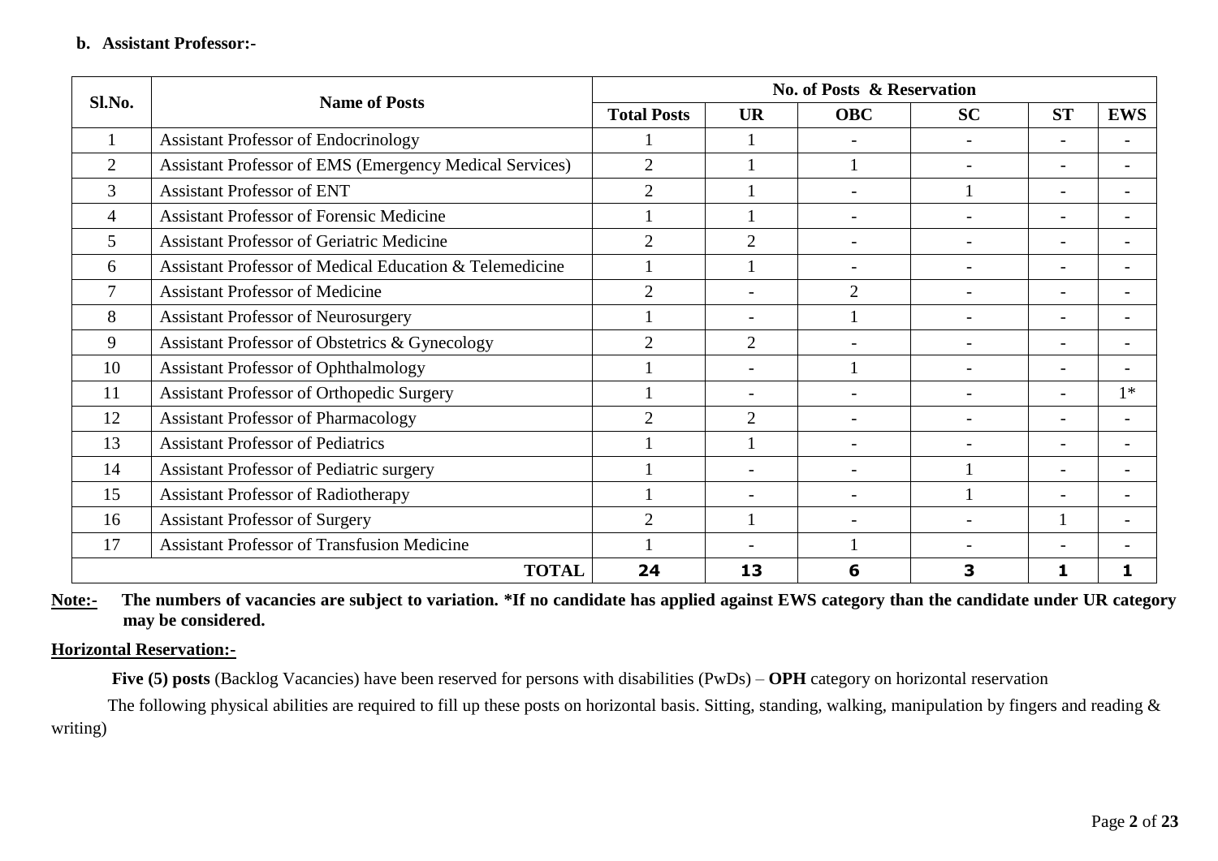**b. Assistant Professor:-**

| Sl.No. | Name of Posts | No. of Posts & Reservation | | | | | |
|---|---|---|---|---|---|---|---|
| | | **Total Posts** | **UR** | **OBC** | **SC** | **ST** | **EWS** |
| 1 | Assistant Professor of Endocrinology | 1 | 1 | - | - | - | - |
| 2 | Assistant Professor of EMS (Emergency Medical Services) | 2 | 1 | 1 | - | - | - |
| 3 | Assistant Professor of ENT | 2 | 1 | - | 1 | - | - |
| 4 | Assistant Professor of Forensic Medicine | 1 | 1 | - | - | - | - |
| 5 | Assistant Professor of Geriatric Medicine | 2 | 2 | - | - | - | - |
| 6 | Assistant Professor of Medical Education & Telemedicine | 1 | 1 | - | - | - | - |
| 7 | Assistant Professor of Medicine | 2 | - | 2 | - | - | - |
| 8 | Assistant Professor of Neurosurgery | 1 | - | 1 | - | - | - |
| 9 | Assistant Professor of Obstetrics & Gynecology | 2 | 2 | - | - | - | - |
| 10 | Assistant Professor of Ophthalmology | 1 | - | 1 | - | - | - |
| 11 | Assistant Professor of Orthopedic Surgery | 1 | - | - | - | - | 1* |
| 12 | Assistant Professor of Pharmacology | 2 | 2 | - | - | - | - |
| 13 | Assistant Professor of Pediatrics | 1 | 1 | - | - | - | - |
| 14 | Assistant Professor of Pediatric surgery | 1 | - | - | 1 | - | - |
| 15 | Assistant Professor of Radiotherapy | 1 | - | - | 1 | - | - |
| 16 | Assistant Professor of Surgery | 2 | 1 | - | - | 1 | - |
| 17 | Assistant Professor of Transfusion Medicine | 1 | - | 1 | - | - | - |
| | **TOTAL** | **24** | **13** | **6** | **3** | **1** | **1** |

**Note:-** **The numbers of vacancies are subject to variation. *If no candidate has applied against EWS category than the candidate under UR category may be considered.**

**Horizontal Reservation:-**

**Five (5) posts** (Backlog Vacancies) have been reserved for persons with disabilities (PwDs) – **OPH** category on horizontal reservation

The following physical abilities are required to fill up these posts on horizontal basis. Sitting, standing, walking, manipulation by fingers and reading & writing)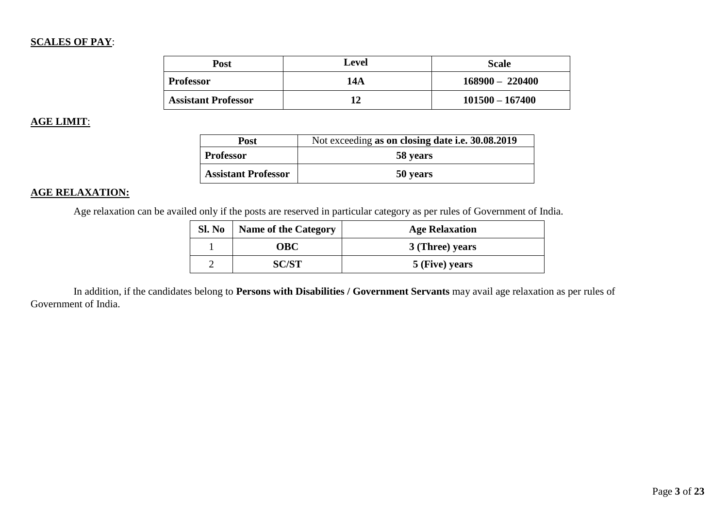**SCALES OF PAY**:

| Post | Level | Scale |
|---|---|---|
| **Professor** | **14A** | **168900 – 220400** |
| **Assistant Professor** | **12** | **101500 – 167400** |

**AGE LIMIT**:

| Post | Not exceeding **as on closing date i.e. 30.08.2019** |
|---|---|
| **Professor** | **58 years** |
| **Assistant Professor** | **50 years** |

**AGE RELAXATION:**

Age relaxation can be availed only if the posts are reserved in particular category as per rules of Government of India.

| Sl. No | Name of the Category | Age Relaxation |
|---|---|---|
| 1 | **OBC** | **3 (Three) years** |
| 2 | **SC/ST** | **5 (Five) years** |

In addition, if the candidates belong to **Persons with Disabilities / Government Servants** may avail age relaxation as per rules of Government of India.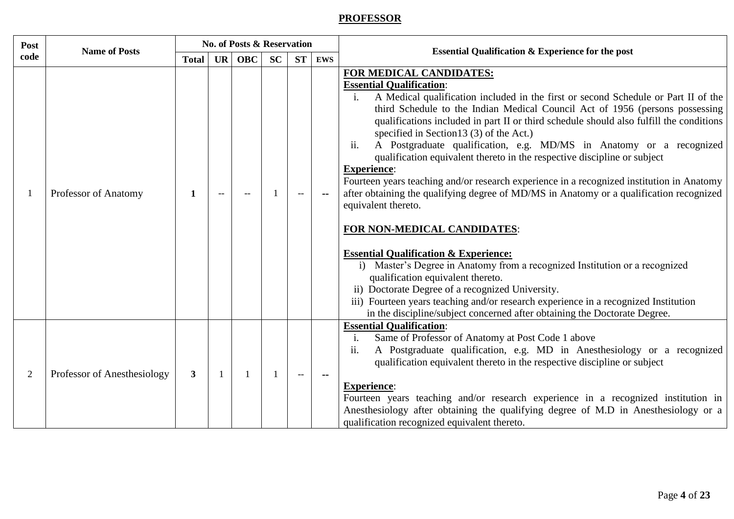## PROFESSOR

| Post code | Name of Posts | No. of Posts & Reservation | | | | | | Essential Qualification & Experience for the post |
|---|---|---|---|---|---|---|---|---|
| | | Total | UR | OBC | SC | ST | EWS | |
| 1 | Professor of Anatomy | **1** | -- | -- | 1 | -- | **--** | **FOR MEDICAL CANDIDATES:**<br>**Essential Qualification**:<br>i. A Medical qualification included in the first or second Schedule or Part II of the third Schedule to the Indian Medical Council Act of 1956 (persons possessing qualifications included in part II or third schedule should also fulfill the conditions specified in Section13 (3) of the Act.)<br>ii. A Postgraduate qualification, e.g. MD/MS in Anatomy or a recognized qualification equivalent thereto in the respective discipline or subject<br>**Experience**:<br>Fourteen years teaching and/or research experience in a recognized institution in Anatomy after obtaining the qualifying degree of MD/MS in Anatomy or a qualification recognized equivalent thereto.<br><br>**FOR NON-MEDICAL CANDIDATES**:<br><br>**Essential Qualification & Experience:**<br>i) Master's Degree in Anatomy from a recognized Institution or a recognized qualification equivalent thereto.<br>ii) Doctorate Degree of a recognized University.<br>iii) Fourteen years teaching and/or research experience in a recognized Institution in the discipline/subject concerned after obtaining the Doctorate Degree. |
| 2 | Professor of Anesthesiology | **3** | 1 | 1 | 1 | -- | **--** | **Essential Qualification**:<br>i. Same of Professor of Anatomy at Post Code 1 above<br>ii. A Postgraduate qualification, e.g. MD in Anesthesiology or a recognized qualification equivalent thereto in the respective discipline or subject<br><br>**Experience**:<br>Fourteen years teaching and/or research experience in a recognized institution in Anesthesiology after obtaining the qualifying degree of M.D in Anesthesiology or a qualification recognized equivalent thereto. |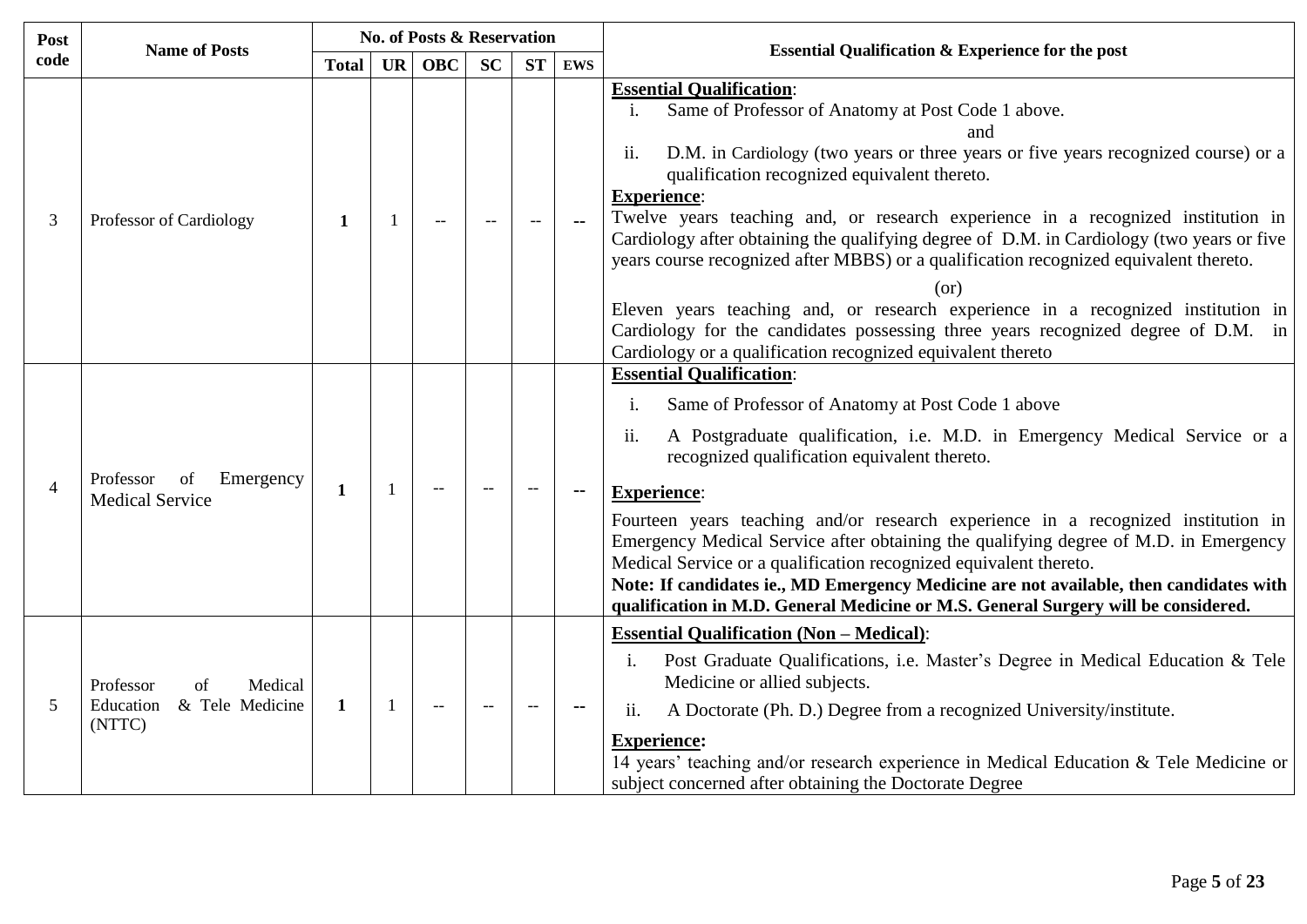| Post code | Name of Posts | No. of Posts & Reservation | | | | | | Essential Qualification & Experience for the post |
|---|---|---|---|---|---|---|---|---|
| | | Total | UR | OBC | SC | ST | EWS | |
| 3 | Professor of Cardiology | **1** | 1 | -- | -- | -- | **--** | **<u>Essential Qualification</u>**:<br>i. Same of Professor of Anatomy at Post Code 1 above.<br>and<br>ii. D.M. in Cardiology (two years or three years or five years recognized course) or a qualification recognized equivalent thereto.<br>**<u>Experience</u>**:<br>Twelve years teaching and, or research experience in a recognized institution in Cardiology after obtaining the qualifying degree of D.M. in Cardiology (two years or five years course recognized after MBBS) or a qualification recognized equivalent thereto.<br>(or)<br>Eleven years teaching and, or research experience in a recognized institution in Cardiology for the candidates possessing three years recognized degree of D.M. in Cardiology or a qualification recognized equivalent thereto |
| 4 | Professor of Emergency Medical Service | **1** | 1 | -- | -- | -- | **--** | **<u>Essential Qualification</u>**:<br>i. Same of Professor of Anatomy at Post Code 1 above<br>ii. A Postgraduate qualification, i.e. M.D. in Emergency Medical Service or a recognized qualification equivalent thereto.<br>**<u>Experience</u>**:<br>Fourteen years teaching and/or research experience in a recognized institution in Emergency Medical Service after obtaining the qualifying degree of M.D. in Emergency Medical Service or a qualification recognized equivalent thereto.<br>**Note: If candidates ie., MD Emergency Medicine are not available, then candidates with qualification in M.D. General Medicine or M.S. General Surgery will be considered.** |
| 5 | Professor of Medical Education & Tele Medicine (NTTC) | **1** | 1 | -- | -- | -- | **--** | **<u>Essential Qualification (Non – Medical)</u>**:<br>i. Post Graduate Qualifications, i.e. Master's Degree in Medical Education & Tele Medicine or allied subjects.<br>ii. A Doctorate (Ph. D.) Degree from a recognized University/institute.<br>**<u>Experience:</u>**<br>14 years' teaching and/or research experience in Medical Education & Tele Medicine or subject concerned after obtaining the Doctorate Degree |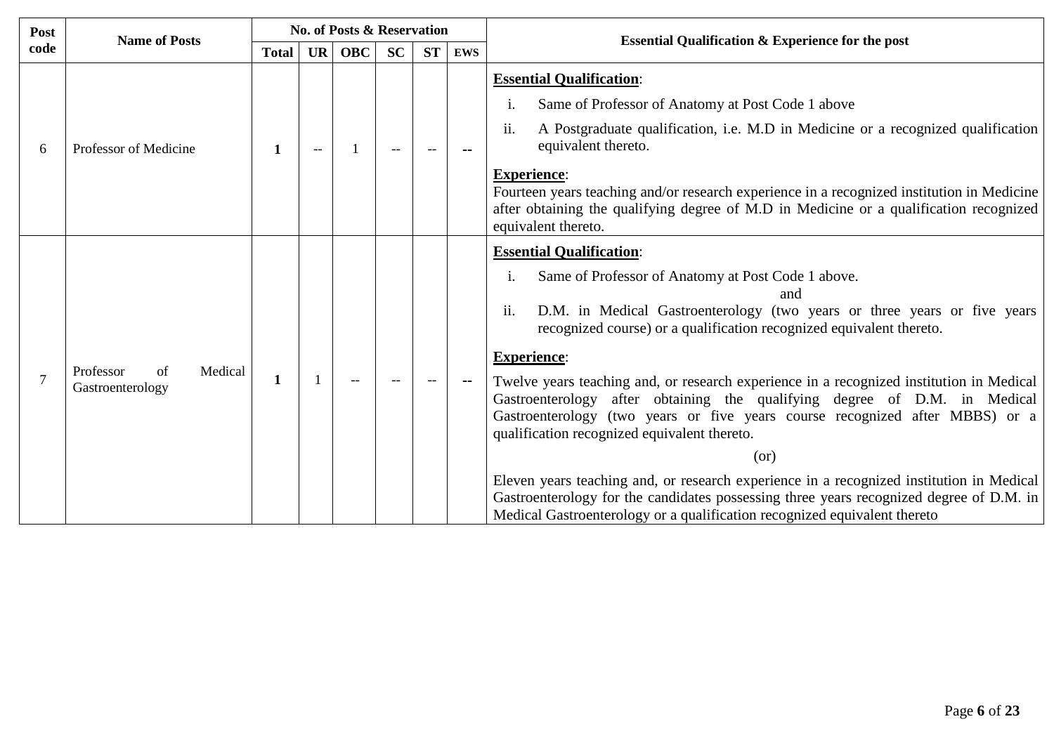| Post code | Name of Posts | No. of Posts & Reservation | | | | | | Essential Qualification & Experience for the post |
|---|---|---|---|---|---|---|---|---|
| | | Total | UR | OBC | SC | ST | EWS | |
| 6 | Professor of Medicine | **1** | -- | 1 | -- | -- | **--** | **Essential Qualification**:<br>i. Same of Professor of Anatomy at Post Code 1 above<br>ii. A Postgraduate qualification, i.e. M.D in Medicine or a recognized qualification equivalent thereto.<br>**Experience**:<br>Fourteen years teaching and/or research experience in a recognized institution in Medicine after obtaining the qualifying degree of M.D in Medicine or a qualification recognized equivalent thereto. |
| 7 | Professor of Medical Gastroenterology | **1** | 1 | -- | -- | -- | **--** | **Essential Qualification**:<br>i. Same of Professor of Anatomy at Post Code 1 above.<br>and<br>ii. D.M. in Medical Gastroenterology (two years or three years or five years recognized course) or a qualification recognized equivalent thereto.<br>**Experience**:<br>Twelve years teaching and, or research experience in a recognized institution in Medical Gastroenterology after obtaining the qualifying degree of D.M. in Medical Gastroenterology (two years or five years course recognized after MBBS) or a qualification recognized equivalent thereto.<br>(or)<br>Eleven years teaching and, or research experience in a recognized institution in Medical Gastroenterology for the candidates possessing three years recognized degree of D.M. in Medical Gastroenterology or a qualification recognized equivalent thereto |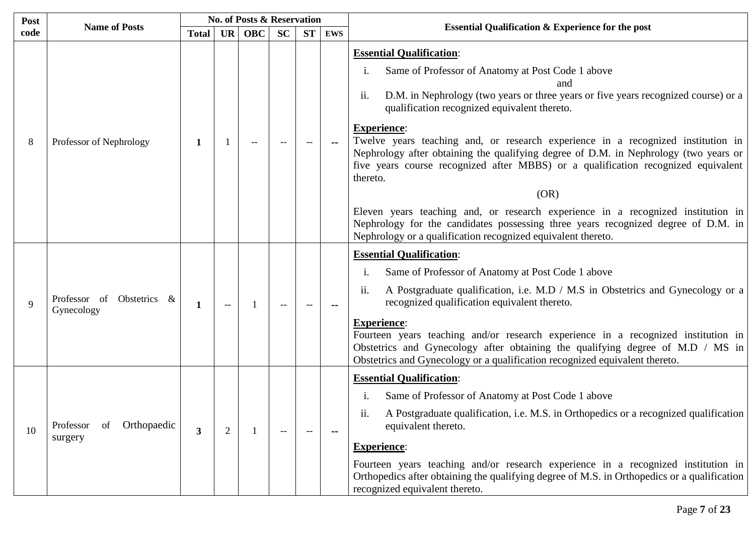| Post code | Name of Posts | No. of Posts & Reservation | | | | | | Essential Qualification & Experience for the post |
|---|---|---|---|---|---|---|---|---|
| | | Total | UR | OBC | SC | ST | EWS | |
| 8 | Professor of Nephrology | **1** | 1 | -- | -- | -- | **--** | **<u>Essential Qualification</u>**:<br>i. Same of Professor of Anatomy at Post Code 1 above<br>and<br>ii. D.M. in Nephrology (two years or three years or five years recognized course) or a qualification recognized equivalent thereto.<br>**<u>Experience</u>**:<br>Twelve years teaching and, or research experience in a recognized institution in Nephrology after obtaining the qualifying degree of D.M. in Nephrology (two years or five years course recognized after MBBS) or a qualification recognized equivalent thereto.<br>(OR)<br>Eleven years teaching and, or research experience in a recognized institution in Nephrology for the candidates possessing three years recognized degree of D.M. in Nephrology or a qualification recognized equivalent thereto. |
| 9 | Professor of Obstetrics & Gynecology | **1** | -- | 1 | -- | -- | **--** | **<u>Essential Qualification</u>**:<br>i. Same of Professor of Anatomy at Post Code 1 above<br>ii. A Postgraduate qualification, i.e. M.D / M.S in Obstetrics and Gynecology or a recognized qualification equivalent thereto.<br>**<u>Experience</u>**:<br>Fourteen years teaching and/or research experience in a recognized institution in Obstetrics and Gynecology after obtaining the qualifying degree of M.D / MS in Obstetrics and Gynecology or a qualification recognized equivalent thereto. |
| 10 | Professor of Orthopaedic surgery | **3** | 2 | 1 | -- | -- | **--** | **<u>Essential Qualification</u>**:<br>i. Same of Professor of Anatomy at Post Code 1 above<br>ii. A Postgraduate qualification, i.e. M.S. in Orthopedics or a recognized qualification equivalent thereto.<br>**<u>Experience</u>**:<br>Fourteen years teaching and/or research experience in a recognized institution in Orthopedics after obtaining the qualifying degree of M.S. in Orthopedics or a qualification recognized equivalent thereto. |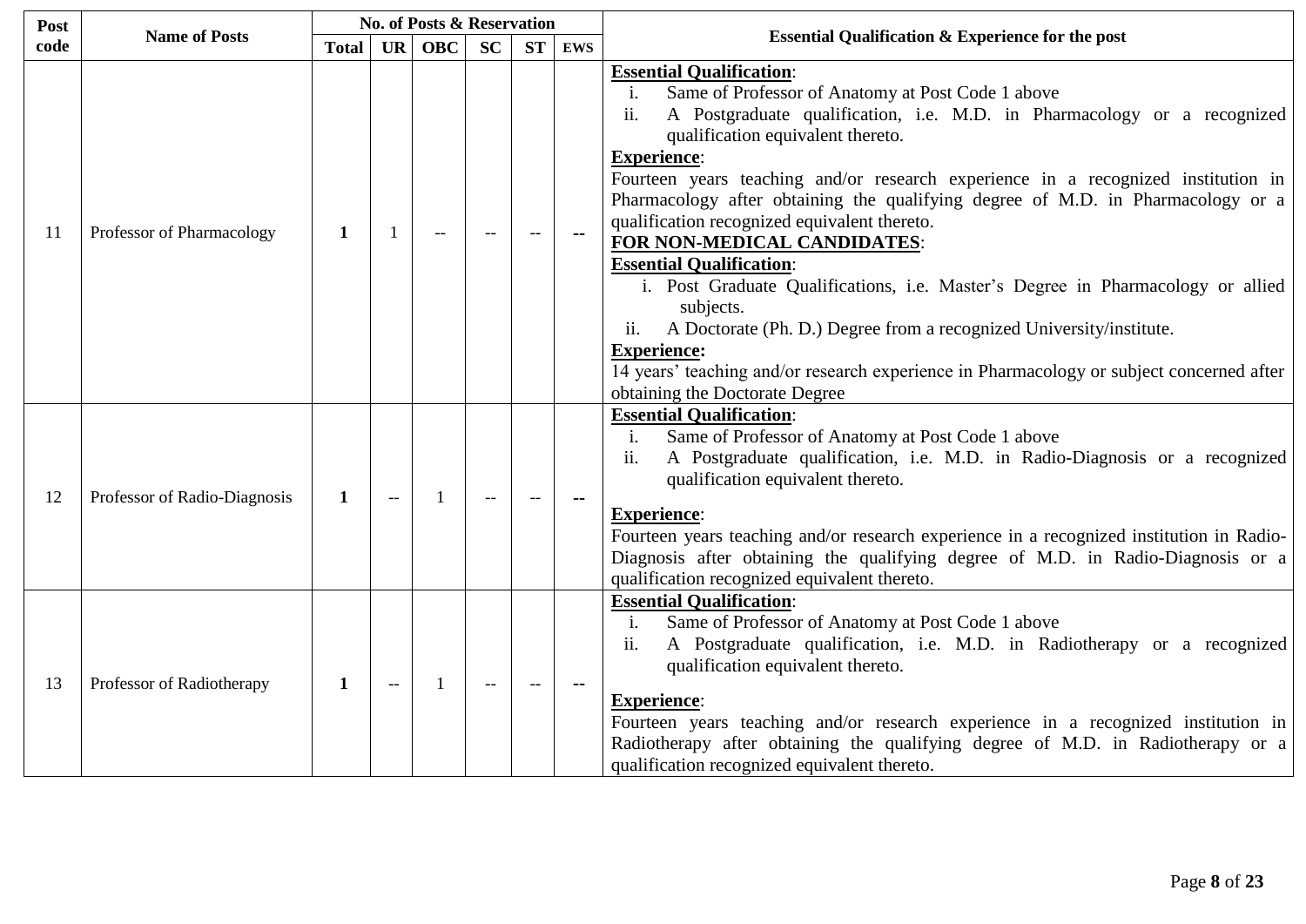| Post code | Name of Posts | No. of Posts & Reservation | | | | | | Essential Qualification & Experience for the post |
|---|---|---|---|---|---|---|---|---|
| | | Total | UR | OBC | SC | ST | EWS | |
| 11 | Professor of Pharmacology | **1** | 1 | -- | -- | -- | **--** | **Essential Qualification**:<br>i. Same of Professor of Anatomy at Post Code 1 above<br>ii. A Postgraduate qualification, i.e. M.D. in Pharmacology or a recognized qualification equivalent thereto.<br>**Experience**:<br>Fourteen years teaching and/or research experience in a recognized institution in Pharmacology after obtaining the qualifying degree of M.D. in Pharmacology or a qualification recognized equivalent thereto.<br>**FOR NON-MEDICAL CANDIDATES**:<br>**Essential Qualification**:<br>i. Post Graduate Qualifications, i.e. Master's Degree in Pharmacology or allied subjects.<br>ii. A Doctorate (Ph. D.) Degree from a recognized University/institute.<br>**Experience:**<br>14 years' teaching and/or research experience in Pharmacology or subject concerned after obtaining the Doctorate Degree |
| 12 | Professor of Radio-Diagnosis | **1** | -- | 1 | -- | -- | **--** | **Essential Qualification**:<br>i. Same of Professor of Anatomy at Post Code 1 above<br>ii. A Postgraduate qualification, i.e. M.D. in Radio-Diagnosis or a recognized qualification equivalent thereto.<br>**Experience**:<br>Fourteen years teaching and/or research experience in a recognized institution in Radio-Diagnosis after obtaining the qualifying degree of M.D. in Radio-Diagnosis or a qualification recognized equivalent thereto. |
| 13 | Professor of Radiotherapy | **1** | -- | 1 | -- | -- | **--** | **Essential Qualification**:<br>i. Same of Professor of Anatomy at Post Code 1 above<br>ii. A Postgraduate qualification, i.e. M.D. in Radiotherapy or a recognized qualification equivalent thereto.<br>**Experience**:<br>Fourteen years teaching and/or research experience in a recognized institution in Radiotherapy after obtaining the qualifying degree of M.D. in Radiotherapy or a qualification recognized equivalent thereto. |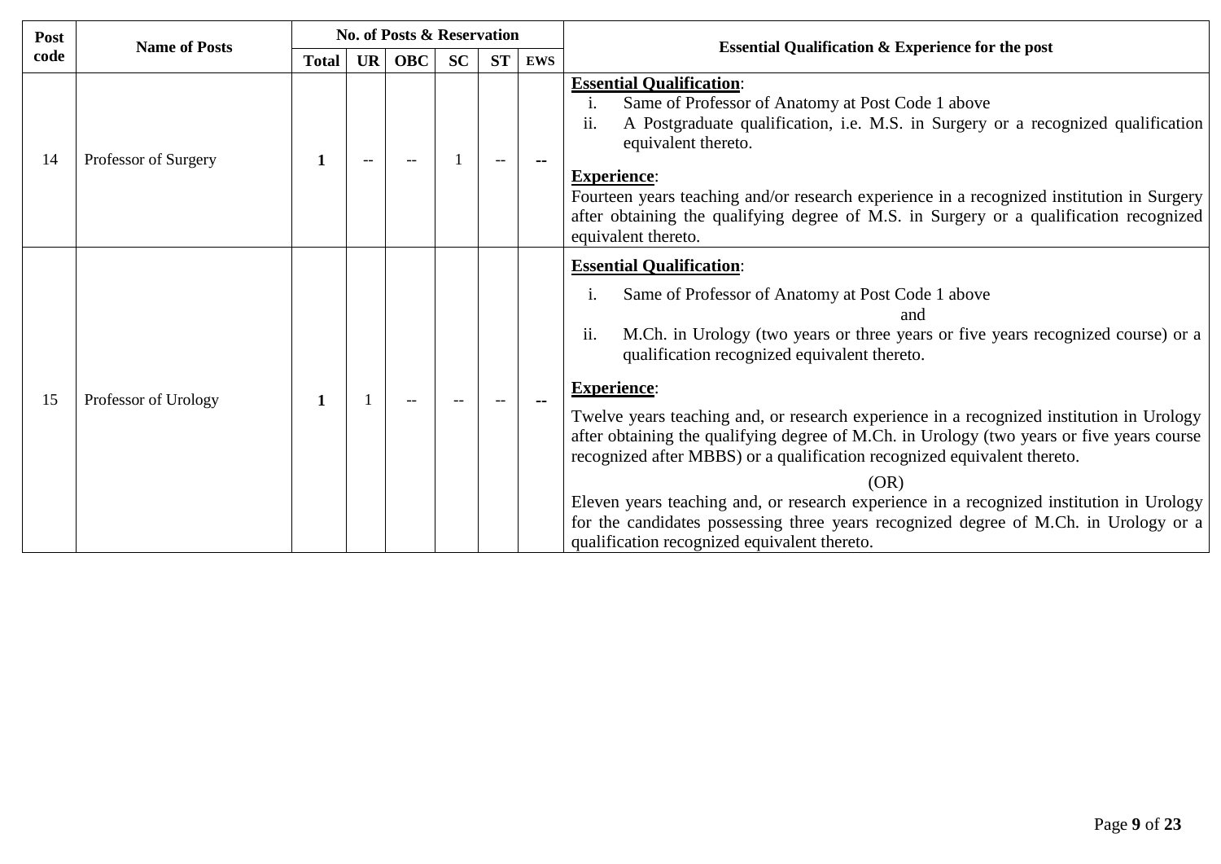| Post code | Name of Posts | No. of Posts & Reservation | | | | | | Essential Qualification & Experience for the post |
|---|---|---|---|---|---|---|---|---|
| | | Total | UR | OBC | SC | ST | EWS | |
| 14 | Professor of Surgery | **1** | -- | -- | 1 | -- | **--** | **Essential Qualification**:<br>i. Same of Professor of Anatomy at Post Code 1 above<br>ii. A Postgraduate qualification, i.e. M.S. in Surgery or a recognized qualification equivalent thereto.<br>**Experience**:<br>Fourteen years teaching and/or research experience in a recognized institution in Surgery after obtaining the qualifying degree of M.S. in Surgery or a qualification recognized equivalent thereto. |
| 15 | Professor of Urology | **1** | 1 | -- | -- | -- | **--** | **Essential Qualification**:<br>i. Same of Professor of Anatomy at Post Code 1 above<br>and<br>ii. M.Ch. in Urology (two years or three years or five years recognized course) or a qualification recognized equivalent thereto.<br>**Experience**:<br>Twelve years teaching and, or research experience in a recognized institution in Urology after obtaining the qualifying degree of M.Ch. in Urology (two years or five years course recognized after MBBS) or a qualification recognized equivalent thereto.<br>(OR)<br>Eleven years teaching and, or research experience in a recognized institution in Urology for the candidates possessing three years recognized degree of M.Ch. in Urology or a qualification recognized equivalent thereto. |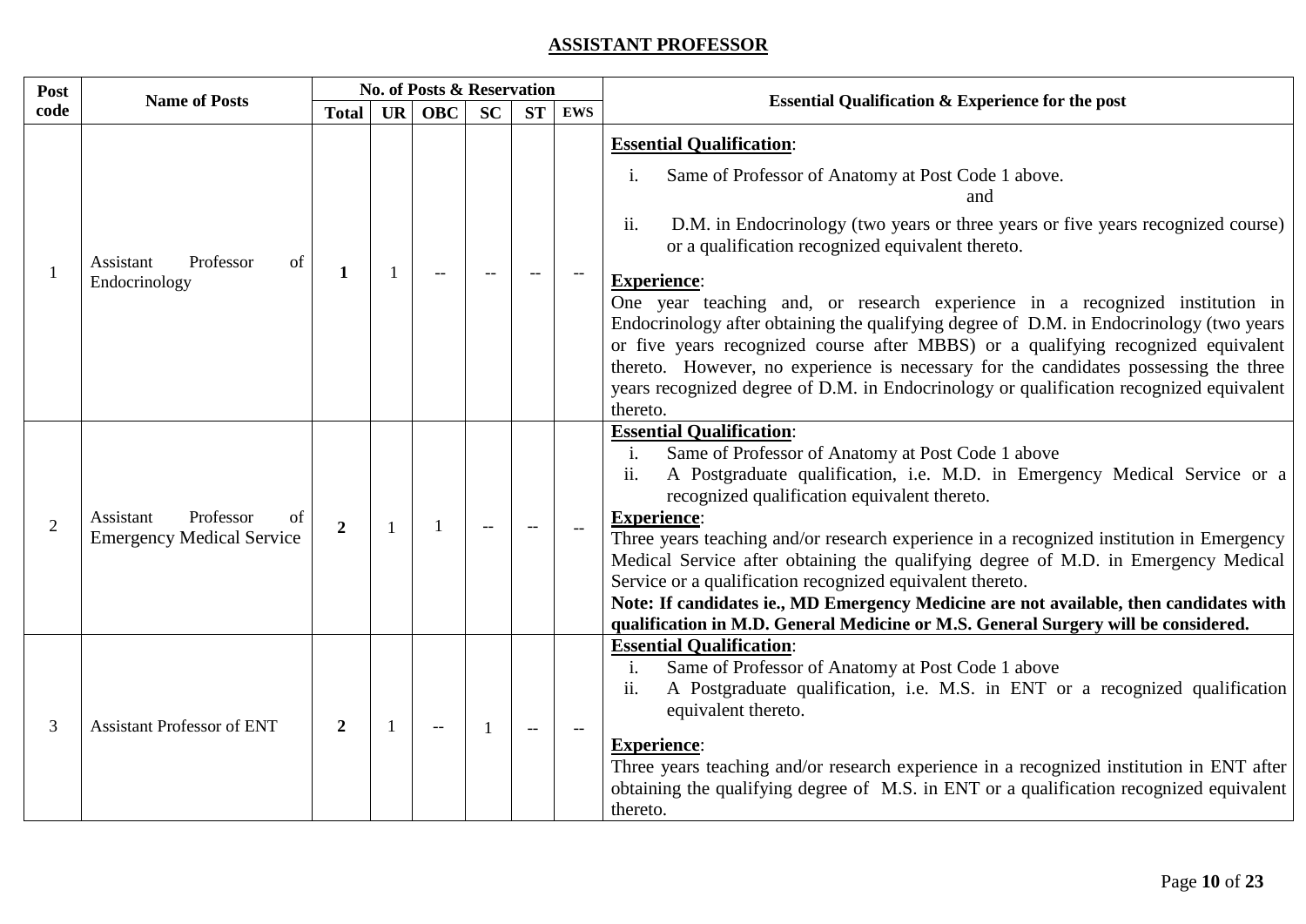## ASSISTANT PROFESSOR

| Post code | Name of Posts | No. of Posts & Reservation | | | | | | Essential Qualification & Experience for the post |
|---|---|---|---|---|---|---|---|---|
| | | Total | UR | OBC | SC | ST | EWS | |
| 1 | Assistant Professor of Endocrinology | **1** | 1 | -- | -- | -- | -- | **<u>Essential Qualification</u>**:<br>i. Same of Professor of Anatomy at Post Code 1 above.<br>and<br>ii. D.M. in Endocrinology (two years or three years or five years recognized course) or a qualification recognized equivalent thereto.<br>**<u>Experience</u>**:<br>One year teaching and, or research experience in a recognized institution in Endocrinology after obtaining the qualifying degree of D.M. in Endocrinology (two years or five years recognized course after MBBS) or a qualifying recognized equivalent thereto. However, no experience is necessary for the candidates possessing the three years recognized degree of D.M. in Endocrinology or qualification recognized equivalent thereto. |
| 2 | Assistant Professor of Emergency Medical Service | **2** | 1 | 1 | -- | -- | -- | **<u>Essential Qualification</u>**:<br>i. Same of Professor of Anatomy at Post Code 1 above<br>ii. A Postgraduate qualification, i.e. M.D. in Emergency Medical Service or a recognized qualification equivalent thereto.<br>**<u>Experience</u>**:<br>Three years teaching and/or research experience in a recognized institution in Emergency Medical Service after obtaining the qualifying degree of M.D. in Emergency Medical Service or a qualification recognized equivalent thereto.<br>**Note: If candidates ie., MD Emergency Medicine are not available, then candidates with qualification in M.D. General Medicine or M.S. General Surgery will be considered.** |
| 3 | Assistant Professor of ENT | **2** | 1 | -- | 1 | -- | -- | **<u>Essential Qualification</u>**:<br>i. Same of Professor of Anatomy at Post Code 1 above<br>ii. A Postgraduate qualification, i.e. M.S. in ENT or a recognized qualification equivalent thereto.<br>**<u>Experience</u>**:<br>Three years teaching and/or research experience in a recognized institution in ENT after obtaining the qualifying degree of M.S. in ENT or a qualification recognized equivalent thereto. |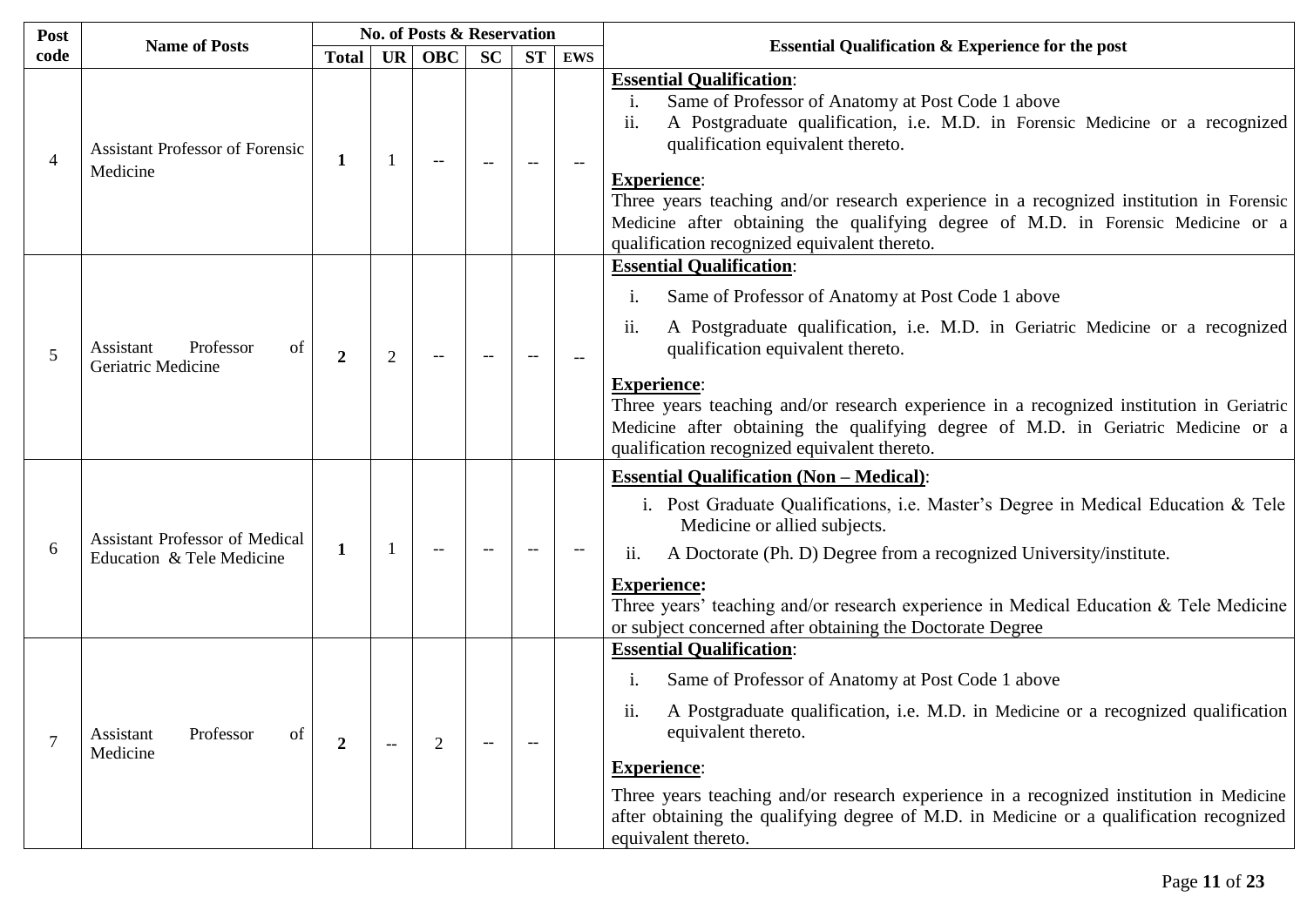| Post code | Name of Posts | No. of Posts & Reservation | | | | | | Essential Qualification & Experience for the post |
|---|---|---|---|---|---|---|---|---|
| | | Total | UR | OBC | SC | ST | EWS | |
| 4 | Assistant Professor of Forensic Medicine | **1** | 1 | -- | -- | -- | -- | **Essential Qualification**:<br>i. Same of Professor of Anatomy at Post Code 1 above<br>ii. A Postgraduate qualification, i.e. M.D. in Forensic Medicine or a recognized qualification equivalent thereto.<br>**Experience**:<br>Three years teaching and/or research experience in a recognized institution in Forensic Medicine after obtaining the qualifying degree of M.D. in Forensic Medicine or a qualification recognized equivalent thereto. |
| 5 | Assistant Professor of Geriatric Medicine | **2** | 2 | -- | -- | -- | -- | **Essential Qualification**:<br>i. Same of Professor of Anatomy at Post Code 1 above<br>ii. A Postgraduate qualification, i.e. M.D. in Geriatric Medicine or a recognized qualification equivalent thereto.<br>**Experience**:<br>Three years teaching and/or research experience in a recognized institution in Geriatric Medicine after obtaining the qualifying degree of M.D. in Geriatric Medicine or a qualification recognized equivalent thereto. |
| 6 | Assistant Professor of Medical Education & Tele Medicine | **1** | 1 | -- | -- | -- | -- | **Essential Qualification (Non – Medical)**:<br>i. Post Graduate Qualifications, i.e. Master's Degree in Medical Education & Tele Medicine or allied subjects.<br>ii. A Doctorate (Ph. D) Degree from a recognized University/institute.<br>**Experience:**<br>Three years' teaching and/or research experience in Medical Education & Tele Medicine or subject concerned after obtaining the Doctorate Degree |
| 7 | Assistant Professor of Medicine | **2** | -- | 2 | -- | -- | | **Essential Qualification**:<br>i. Same of Professor of Anatomy at Post Code 1 above<br>ii. A Postgraduate qualification, i.e. M.D. in Medicine or a recognized qualification equivalent thereto.<br>**Experience**:<br>Three years teaching and/or research experience in a recognized institution in Medicine after obtaining the qualifying degree of M.D. in Medicine or a qualification recognized equivalent thereto. |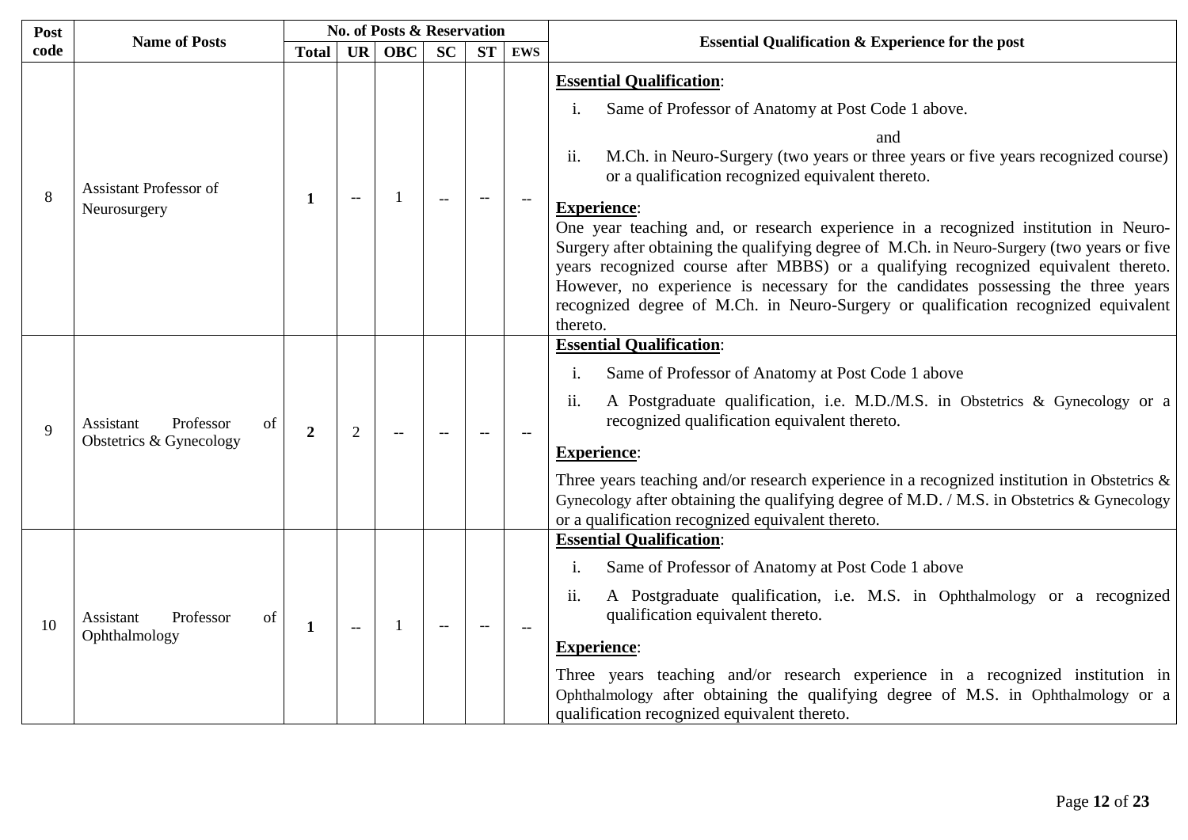| Post code | Name of Posts | No. of Posts & Reservation | | | | | | Essential Qualification & Experience for the post |
|---|---|---|---|---|---|---|---|---|
| | | **Total** | **UR** | **OBC** | **SC** | **ST** | **EWS** | |
| 8 | Assistant Professor of Neurosurgery | **1** | -- | 1 | -- | -- | -- | **Essential Qualification**:<br>i. Same of Professor of Anatomy at Post Code 1 above.<br>and<br>ii. M.Ch. in Neuro-Surgery (two years or three years or five years recognized course) or a qualification recognized equivalent thereto.<br>**Experience**:<br>One year teaching and, or research experience in a recognized institution in Neuro-Surgery after obtaining the qualifying degree of M.Ch. in Neuro-Surgery (two years or five years recognized course after MBBS) or a qualifying recognized equivalent thereto. However, no experience is necessary for the candidates possessing the three years recognized degree of M.Ch. in Neuro-Surgery or qualification recognized equivalent thereto. |
| 9 | Assistant Professor of Obstetrics & Gynecology | **2** | 2 | -- | -- | -- | -- | **Essential Qualification**:<br>i. Same of Professor of Anatomy at Post Code 1 above<br>ii. A Postgraduate qualification, i.e. M.D./M.S. in Obstetrics & Gynecology or a recognized qualification equivalent thereto.<br>**Experience**:<br>Three years teaching and/or research experience in a recognized institution in Obstetrics & Gynecology after obtaining the qualifying degree of M.D. / M.S. in Obstetrics & Gynecology or a qualification recognized equivalent thereto. |
| 10 | Assistant Professor of Ophthalmology | **1** | -- | 1 | -- | -- | -- | **Essential Qualification**:<br>i. Same of Professor of Anatomy at Post Code 1 above<br>ii. A Postgraduate qualification, i.e. M.S. in Ophthalmology or a recognized qualification equivalent thereto.<br>**Experience**:<br>Three years teaching and/or research experience in a recognized institution in Ophthalmology after obtaining the qualifying degree of M.S. in Ophthalmology or a qualification recognized equivalent thereto. |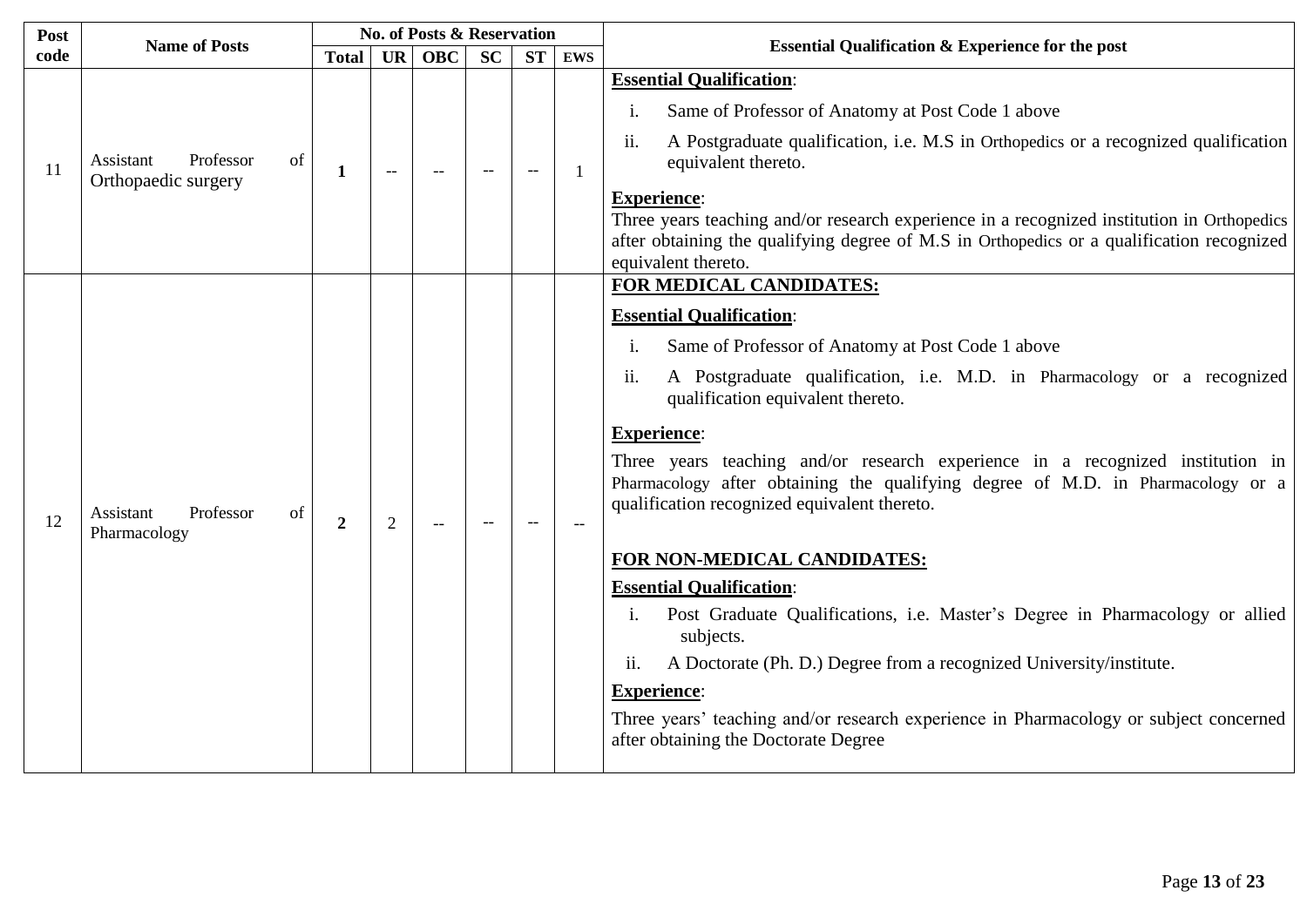| Post code | Name of Posts | No. of Posts & Reservation | | | | | | Essential Qualification & Experience for the post |
|---|---|---|---|---|---|---|---|---|
| | | **Total** | **UR** | **OBC** | **SC** | **ST** | **EWS** | |
| 11 | Assistant Professor of Orthopaedic surgery | **1** | -- | -- | -- | -- | 1 | **Essential Qualification**:<br>i. Same of Professor of Anatomy at Post Code 1 above<br>ii. A Postgraduate qualification, i.e. M.S in Orthopedics or a recognized qualification equivalent thereto.<br>**Experience**:<br>Three years teaching and/or research experience in a recognized institution in Orthopedics after obtaining the qualifying degree of M.S in Orthopedics or a qualification recognized equivalent thereto. |
| 12 | Assistant Professor of Pharmacology | **2** | 2 | -- | -- | -- | -- | **FOR MEDICAL CANDIDATES:**<br>**Essential Qualification**:<br>i. Same of Professor of Anatomy at Post Code 1 above<br>ii. A Postgraduate qualification, i.e. M.D. in Pharmacology or a recognized qualification equivalent thereto.<br>**Experience**:<br>Three years teaching and/or research experience in a recognized institution in Pharmacology after obtaining the qualifying degree of M.D. in Pharmacology or a qualification recognized equivalent thereto.<br>**FOR NON-MEDICAL CANDIDATES:**<br>**Essential Qualification**:<br>i. Post Graduate Qualifications, i.e. Master's Degree in Pharmacology or allied subjects.<br>ii. A Doctorate (Ph. D.) Degree from a recognized University/institute.<br>**Experience**:<br>Three years' teaching and/or research experience in Pharmacology or subject concerned after obtaining the Doctorate Degree |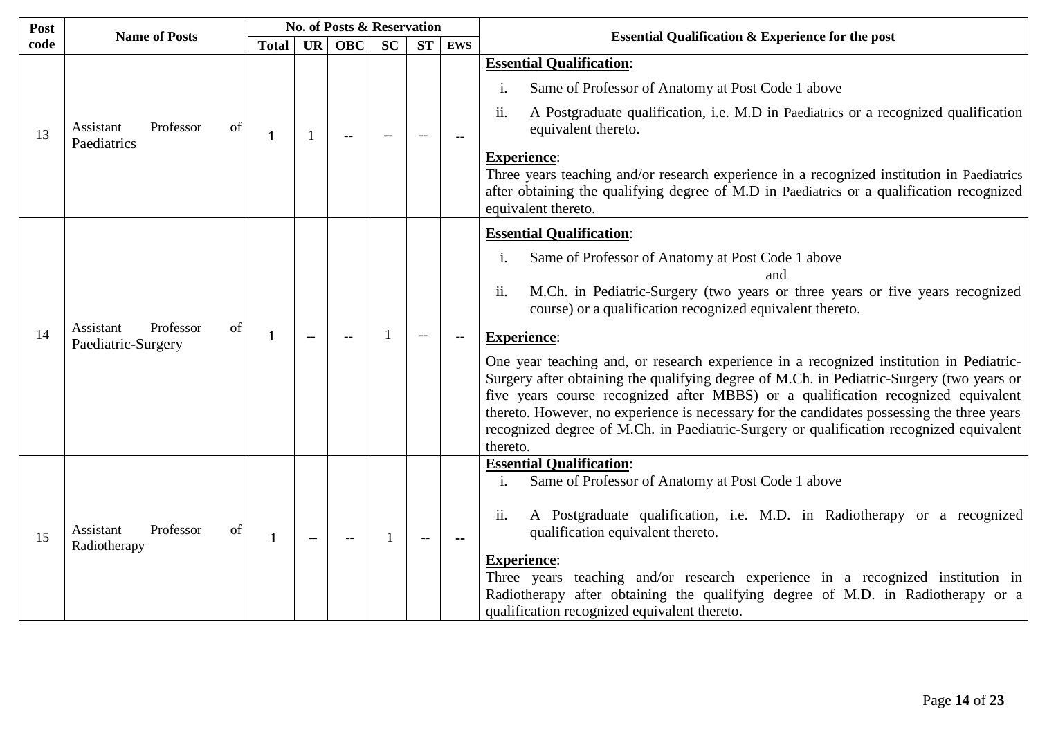| Post code | Name of Posts | No. of Posts & Reservation | | | | | | Essential Qualification & Experience for the post |
|---|---|---|---|---|---|---|---|---|
| | | Total | UR | OBC | SC | ST | EWS | |
| 13 | Assistant Professor of Paediatrics | **1** | 1 | -- | -- | -- | -- | **Essential Qualification**:<br>i. Same of Professor of Anatomy at Post Code 1 above<br>ii. A Postgraduate qualification, i.e. M.D in Paediatrics or a recognized qualification equivalent thereto.<br>**Experience**:<br>Three years teaching and/or research experience in a recognized institution in Paediatrics after obtaining the qualifying degree of M.D in Paediatrics or a qualification recognized equivalent thereto. |
| 14 | Assistant Professor of Paediatric-Surgery | **1** | -- | -- | 1 | -- | -- | **Essential Qualification**:<br>i. Same of Professor of Anatomy at Post Code 1 above<br>and<br>ii. M.Ch. in Pediatric-Surgery (two years or three years or five years recognized course) or a qualification recognized equivalent thereto.<br>**Experience**:<br>One year teaching and, or research experience in a recognized institution in Pediatric-Surgery after obtaining the qualifying degree of M.Ch. in Pediatric-Surgery (two years or five years course recognized after MBBS) or a qualification recognized equivalent thereto. However, no experience is necessary for the candidates possessing the three years recognized degree of M.Ch. in Paediatric-Surgery or qualification recognized equivalent thereto. |
| 15 | Assistant Professor of Radiotherapy | **1** | -- | -- | 1 | -- | **--** | **Essential Qualification**:<br>i. Same of Professor of Anatomy at Post Code 1 above<br>ii. A Postgraduate qualification, i.e. M.D. in Radiotherapy or a recognized qualification equivalent thereto.<br>**Experience**:<br>Three years teaching and/or research experience in a recognized institution in Radiotherapy after obtaining the qualifying degree of M.D. in Radiotherapy or a qualification recognized equivalent thereto. |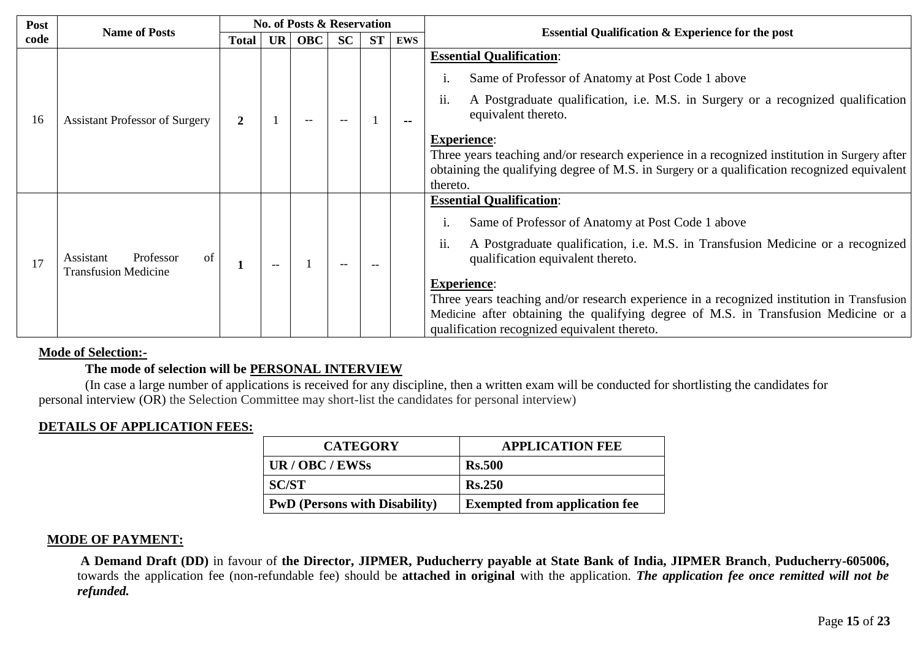| Post code | Name of Posts | No. of Posts & Reservation | | | | | | Essential Qualification & Experience for the post |
|---|---|---|---|---|---|---|---|---|
| | | Total | UR | OBC | SC | ST | EWS | |
| 16 | Assistant Professor of Surgery | **2** | 1 | -- | -- | 1 | **--** | **Essential Qualification**:<br>i. Same of Professor of Anatomy at Post Code 1 above<br>ii. A Postgraduate qualification, i.e. M.S. in Surgery or a recognized qualification equivalent thereto.<br>**Experience**:<br>Three years teaching and/or research experience in a recognized institution in Surgery after obtaining the qualifying degree of M.S. in Surgery or a qualification recognized equivalent thereto. |
| 17 | Assistant Professor of Transfusion Medicine | **1** | -- | 1 | -- | -- | | **Essential Qualification**:<br>i. Same of Professor of Anatomy at Post Code 1 above<br>ii. A Postgraduate qualification, i.e. M.S. in Transfusion Medicine or a recognized qualification equivalent thereto.<br>**Experience**:<br>Three years teaching and/or research experience in a recognized institution in Transfusion Medicine after obtaining the qualifying degree of M.S. in Transfusion Medicine or a qualification recognized equivalent thereto. |

**Mode of Selection:-**

**The mode of selection will be PERSONAL INTERVIEW**

(In case a large number of applications is received for any discipline, then a written exam will be conducted for shortlisting the candidates for personal interview (OR) the Selection Committee may short-list the candidates for personal interview)

**DETAILS OF APPLICATION FEES:**

| CATEGORY | APPLICATION FEE |
|---|---|
| **UR / OBC / EWSs** | **Rs.500** |
| **SC/ST** | **Rs.250** |
| **PwD (Persons with Disability)** | **Exempted from application fee** |

**MODE OF PAYMENT:**

**A Demand Draft (DD)** in favour of **the Director, JIPMER, Puducherry payable at State Bank of India, JIPMER Branch**, **Puducherry-605006,** towards the application fee (non-refundable fee) should be **attached in original** with the application. ***The application fee once remitted will not be refunded.***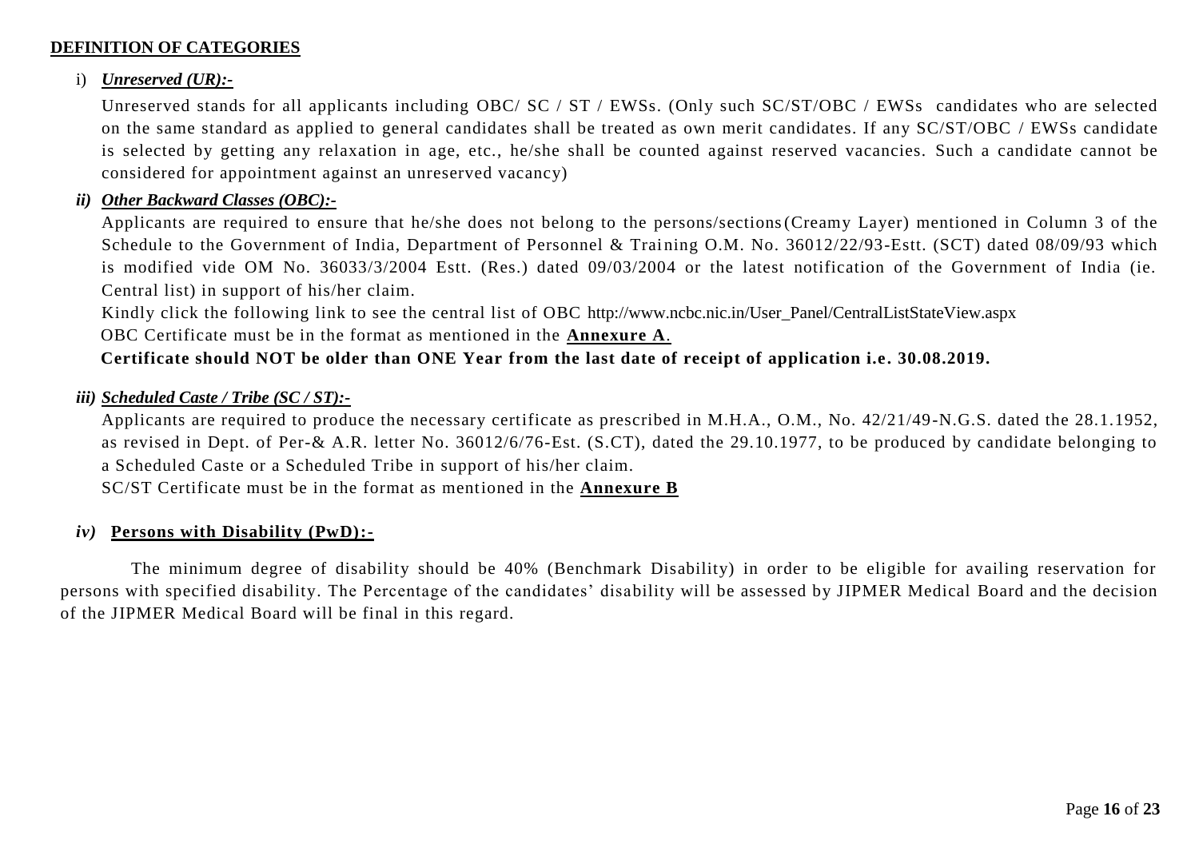**DEFINITION OF CATEGORIES**

i) ***Unreserved (UR):-***

Unreserved stands for all applicants including OBC/ SC / ST / EWSs. (Only such SC/ST/OBC / EWSs candidates who are selected on the same standard as applied to general candidates shall be treated as own merit candidates. If any SC/ST/OBC / EWSs candidate is selected by getting any relaxation in age, etc., he/she shall be counted against reserved vacancies. Such a candidate cannot be considered for appointment against an unreserved vacancy)

***ii) Other Backward Classes (OBC):-***

Applicants are required to ensure that he/she does not belong to the persons/sections(Creamy Layer) mentioned in Column 3 of the Schedule to the Government of India, Department of Personnel & Training O.M. No. 36012/22/93-Estt. (SCT) dated 08/09/93 which is modified vide OM No. 36033/3/2004 Estt. (Res.) dated 09/03/2004 or the latest notification of the Government of India (ie. Central list) in support of his/her claim.

Kindly click the following link to see the central list of OBC http://www.ncbc.nic.in/User_Panel/CentralListStateView.aspx

OBC Certificate must be in the format as mentioned in the **Annexure A**.

**Certificate should NOT be older than ONE Year from the last date of receipt of application i.e. 30.08.2019.**

***iii) Scheduled Caste / Tribe (SC / ST):-***

Applicants are required to produce the necessary certificate as prescribed in M.H.A., O.M., No. 42/21/49-N.G.S. dated the 28.1.1952, as revised in Dept. of Per-& A.R. letter No. 36012/6/76-Est. (S.CT), dated the 29.10.1977, to be produced by candidate belonging to a Scheduled Caste or a Scheduled Tribe in support of his/her claim.

SC/ST Certificate must be in the format as mentioned in the **Annexure B**

*iv)* **Persons with Disability (PwD):-**

The minimum degree of disability should be 40% (Benchmark Disability) in order to be eligible for availing reservation for persons with specified disability. The Percentage of the candidates' disability will be assessed by JIPMER Medical Board and the decision of the JIPMER Medical Board will be final in this regard.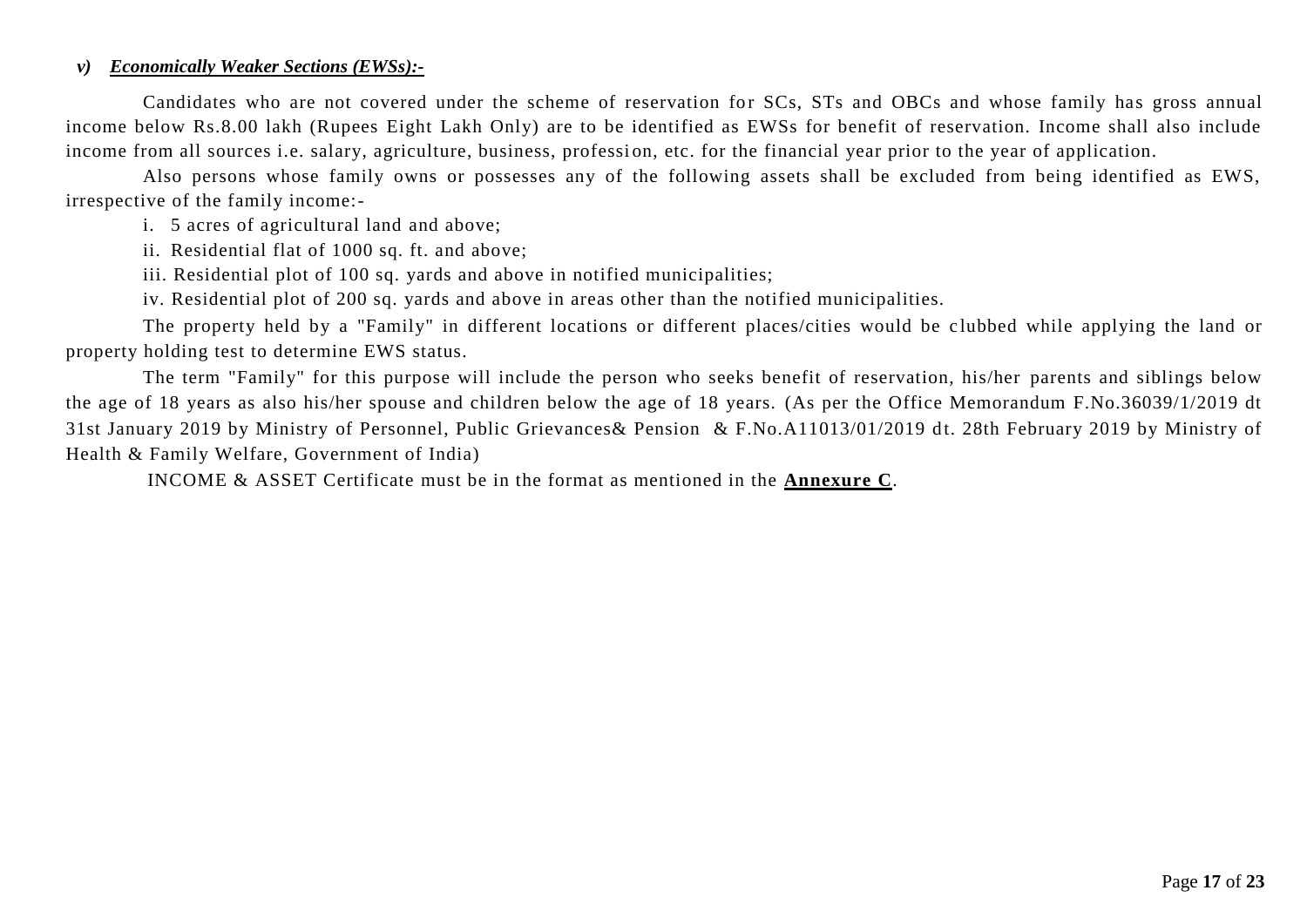***v) Economically Weaker Sections (EWSs):-***

Candidates who are not covered under the scheme of reservation for SCs, STs and OBCs and whose family has gross annual income below Rs.8.00 lakh (Rupees Eight Lakh Only) are to be identified as EWSs for benefit of reservation. Income shall also include income from all sources i.e. salary, agriculture, business, profession, etc. for the financial year prior to the year of application.

Also persons whose family owns or possesses any of the following assets shall be excluded from being identified as EWS, irrespective of the family income:-

i. 5 acres of agricultural land and above;

ii. Residential flat of 1000 sq. ft. and above;

iii. Residential plot of 100 sq. yards and above in notified municipalities;

iv. Residential plot of 200 sq. yards and above in areas other than the notified municipalities.

The property held by a "Family" in different locations or different places/cities would be clubbed while applying the land or property holding test to determine EWS status.

The term "Family" for this purpose will include the person who seeks benefit of reservation, his/her parents and siblings below the age of 18 years as also his/her spouse and children below the age of 18 years. (As per the Office Memorandum F.No.36039/1/2019 dt 31st January 2019 by Ministry of Personnel, Public Grievances& Pension & F.No.A11013/01/2019 dt. 28th February 2019 by Ministry of Health & Family Welfare, Government of India)

INCOME & ASSET Certificate must be in the format as mentioned in the **Annexure C**.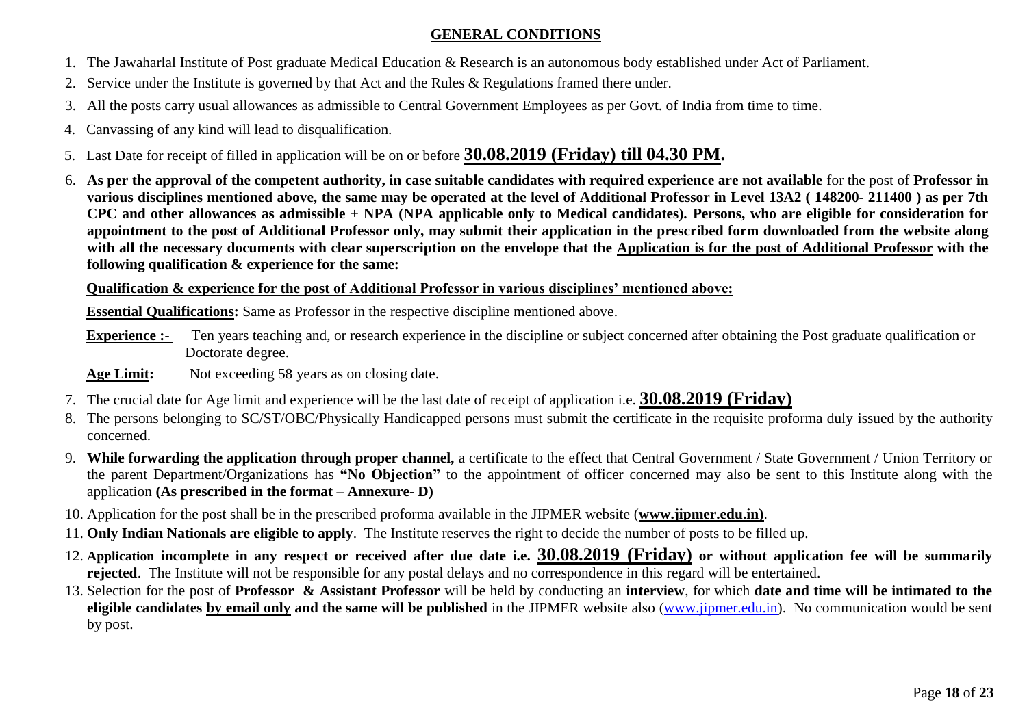## GENERAL CONDITIONS

1. The Jawaharlal Institute of Post graduate Medical Education & Research is an autonomous body established under Act of Parliament.
2. Service under the Institute is governed by that Act and the Rules & Regulations framed there under.
3. All the posts carry usual allowances as admissible to Central Government Employees as per Govt. of India from time to time.
4. Canvassing of any kind will lead to disqualification.
5. Last Date for receipt of filled in application will be on or before **30.08.2019 (Friday) till 04.30 PM.**
6. **As per the approval of the competent authority, in case suitable candidates with required experience are not available** for the post of **Professor in various disciplines mentioned above, the same may be operated at the level of Additional Professor in Level 13A2 ( 148200- 211400 ) as per 7th CPC and other allowances as admissible + NPA (NPA applicable only to Medical candidates). Persons, who are eligible for consideration for appointment to the post of Additional Professor only, may submit their application in the prescribed form downloaded from the website along with all the necessary documents with clear superscription on the envelope that the Application is for the post of Additional Professor with the following qualification & experience for the same:**

   **Qualification & experience for the post of Additional Professor in various disciplines' mentioned above:**

   **Essential Qualifications:** Same as Professor in the respective discipline mentioned above.

   **Experience :-** Ten years teaching and, or research experience in the discipline or subject concerned after obtaining the Post graduate qualification or Doctorate degree.

   **Age Limit:** Not exceeding 58 years as on closing date.

7. The crucial date for Age limit and experience will be the last date of receipt of application i.e. **30.08.2019 (Friday)**
8. The persons belonging to SC/ST/OBC/Physically Handicapped persons must submit the certificate in the requisite proforma duly issued by the authority concerned.
9. **While forwarding the application through proper channel,** a certificate to the effect that Central Government / State Government / Union Territory or the parent Department/Organizations has **"No Objection"** to the appointment of officer concerned may also be sent to this Institute along with the application **(As prescribed in the format – Annexure- D)**
10. Application for the post shall be in the prescribed proforma available in the JIPMER website (**www.jipmer.edu.in)**.
11. **Only Indian Nationals are eligible to apply**. The Institute reserves the right to decide the number of posts to be filled up.
12. **Application incomplete in any respect or received after due date i.e. 30.08.2019 (Friday) or without application fee will be summarily rejected**. The Institute will not be responsible for any postal delays and no correspondence in this regard will be entertained.
13. Selection for the post of **Professor & Assistant Professor** will be held by conducting an **interview**, for which **date and time will be intimated to the eligible candidates by email only and the same will be published** in the JIPMER website also (www.jipmer.edu.in). No communication would be sent by post.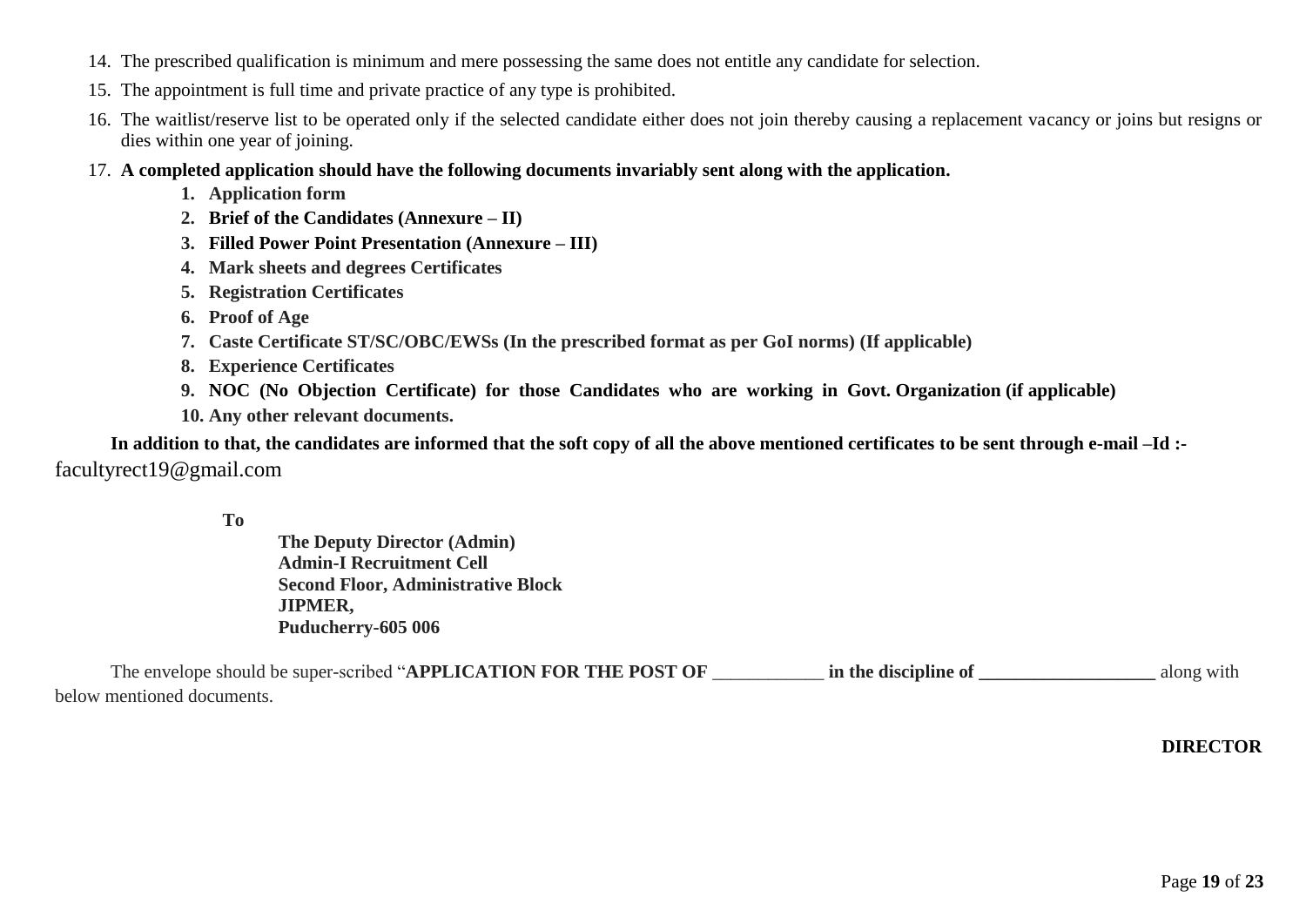14. The prescribed qualification is minimum and mere possessing the same does not entitle any candidate for selection.
15. The appointment is full time and private practice of any type is prohibited.
16. The waitlist/reserve list to be operated only if the selected candidate either does not join thereby causing a replacement vacancy or joins but resigns or dies within one year of joining.
17. **A completed application should have the following documents invariably sent along with the application.**
    1. **Application form**
    2. **Brief of the Candidates (Annexure – II)**
    3. **Filled Power Point Presentation (Annexure – III)**
    4. **Mark sheets and degrees Certificates**
    5. **Registration Certificates**
    6. **Proof of Age**
    7. **Caste Certificate ST/SC/OBC/EWSs (In the prescribed format as per GoI norms) (If applicable)**
    8. **Experience Certificates**
    9. **NOC (No Objection Certificate) for those Candidates who are working in Govt. Organization (if applicable)**
    10. **Any other relevant documents.**

**In addition to that, the candidates are informed that the soft copy of all the above mentioned certificates to be sent through e-mail –Id :-** facultyrect19@gmail.com

**To**

**The Deputy Director (Admin)**
**Admin-I Recruitment Cell**
**Second Floor, Administrative Block**
**JIPMER,**
**Puducherry-605 006**

The envelope should be super-scribed "**APPLICATION FOR THE POST OF** ____________ **in the discipline of ___________________** along with below mentioned documents.

**DIRECTOR**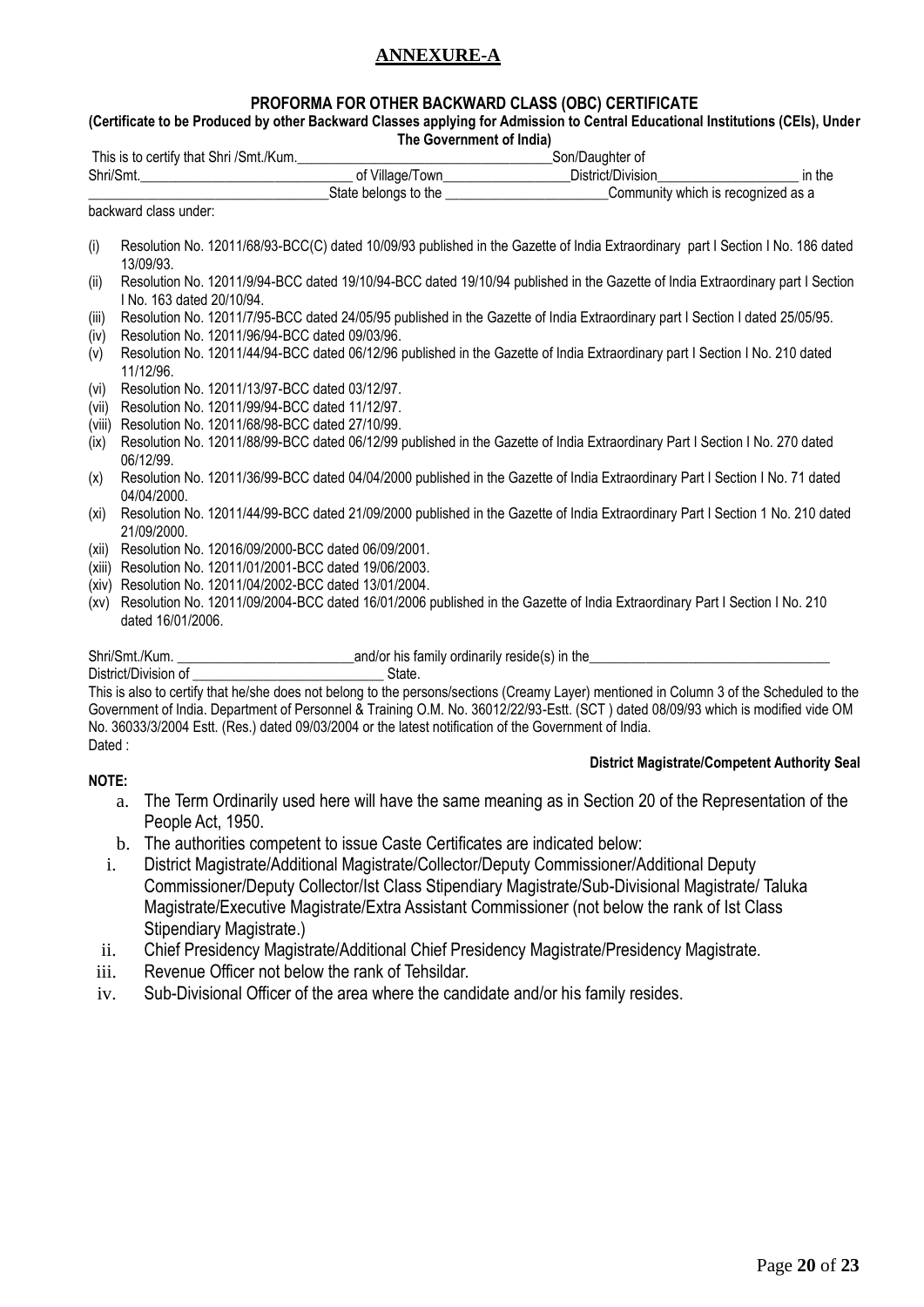# ANNEXURE-A

## PROFORMA FOR OTHER BACKWARD CLASS (OBC) CERTIFICATE

**(Certificate to be Produced by other Backward Classes applying for Admission to Central Educational Institutions (CEIs), Under The Government of India)**

This is to certify that Shri /Smt./Kum.____________________________________Son/Daughter of Shri/Smt.______________________________ of Village/Town_________________District/Division____________________ in the ______________________________State belongs to the _______________________Community which is recognized as a backward class under:

(i) Resolution No. 12011/68/93-BCC(C) dated 10/09/93 published in the Gazette of India Extraordinary part I Section I No. 186 dated 13/09/93.

(ii) Resolution No. 12011/9/94-BCC dated 19/10/94-BCC dated 19/10/94 published in the Gazette of India Extraordinary part I Section I No. 163 dated 20/10/94.

(iii) Resolution No. 12011/7/95-BCC dated 24/05/95 published in the Gazette of India Extraordinary part I Section I dated 25/05/95.

(iv) Resolution No. 12011/96/94-BCC dated 09/03/96.

(v) Resolution No. 12011/44/94-BCC dated 06/12/96 published in the Gazette of India Extraordinary part I Section I No. 210 dated 11/12/96.

(vi) Resolution No. 12011/13/97-BCC dated 03/12/97.

(vii) Resolution No. 12011/99/94-BCC dated 11/12/97.

(viii) Resolution No. 12011/68/98-BCC dated 27/10/99.

(ix) Resolution No. 12011/88/99-BCC dated 06/12/99 published in the Gazette of India Extraordinary Part I Section I No. 270 dated 06/12/99.

(x) Resolution No. 12011/36/99-BCC dated 04/04/2000 published in the Gazette of India Extraordinary Part I Section I No. 71 dated 04/04/2000.

(xi) Resolution No. 12011/44/99-BCC dated 21/09/2000 published in the Gazette of India Extraordinary Part I Section 1 No. 210 dated 21/09/2000.

(xii) Resolution No. 12016/09/2000-BCC dated 06/09/2001.

(xiii) Resolution No. 12011/01/2001-BCC dated 19/06/2003.

(xiv) Resolution No. 12011/04/2002-BCC dated 13/01/2004.

(xv) Resolution No. 12011/09/2004-BCC dated 16/01/2006 published in the Gazette of India Extraordinary Part I Section I No. 210 dated 16/01/2006.

Shri/Smt./Kum. _________________________and/or his family ordinarily reside(s) in the___________________________________ District/Division of ___________________________ State.

This is also to certify that he/she does not belong to the persons/sections (Creamy Layer) mentioned in Column 3 of the Scheduled to the Government of India. Department of Personnel & Training O.M. No. 36012/22/93-Estt. (SCT ) dated 08/09/93 which is modified vide OM No. 36033/3/2004 Estt. (Res.) dated 09/03/2004 or the latest notification of the Government of India.

Dated :

**District Magistrate/Competent Authority Seal**

**NOTE:**

a. The Term Ordinarily used here will have the same meaning as in Section 20 of the Representation of the People Act, 1950.

b. The authorities competent to issue Caste Certificates are indicated below:

i. District Magistrate/Additional Magistrate/Collector/Deputy Commissioner/Additional Deputy Commissioner/Deputy Collector/Ist Class Stipendiary Magistrate/Sub-Divisional Magistrate/ Taluka Magistrate/Executive Magistrate/Extra Assistant Commissioner (not below the rank of Ist Class Stipendiary Magistrate.)

ii. Chief Presidency Magistrate/Additional Chief Presidency Magistrate/Presidency Magistrate.

iii. Revenue Officer not below the rank of Tehsildar.

iv. Sub-Divisional Officer of the area where the candidate and/or his family resides.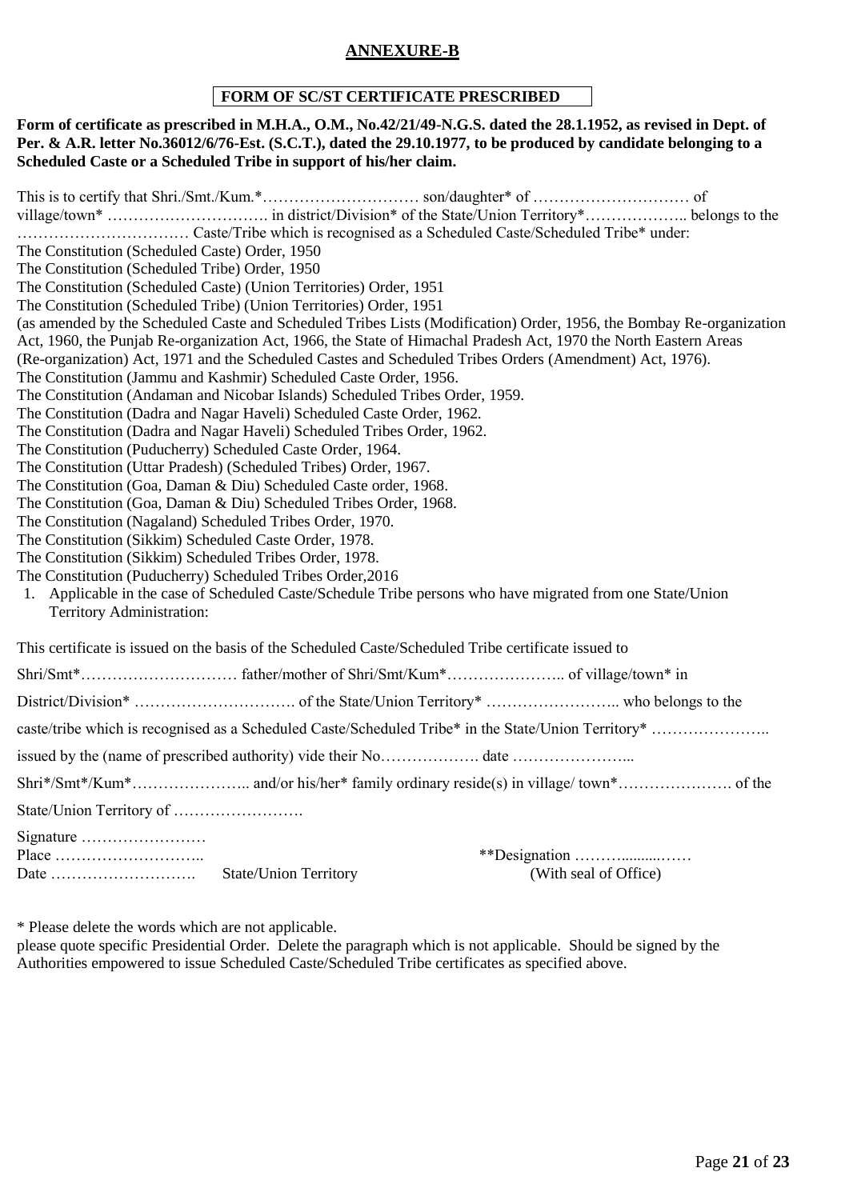## ANNEXURE-B

**FORM OF SC/ST CERTIFICATE PRESCRIBED**

**Form of certificate as prescribed in M.H.A., O.M., No.42/21/49-N.G.S. dated the 28.1.1952, as revised in Dept. of Per. & A.R. letter No.36012/6/76-Est. (S.C.T.), dated the 29.10.1977, to be produced by candidate belonging to a Scheduled Caste or a Scheduled Tribe in support of his/her claim.**

This is to certify that Shri./Smt./Kum.*………………………… son/daughter* of ………………………… of village/town* …………………………. in district/Division* of the State/Union Territory*……………….. belongs to the …………………………… Caste/Tribe which is recognised as a Scheduled Caste/Scheduled Tribe* under:

The Constitution (Scheduled Caste) Order, 1950
The Constitution (Scheduled Tribe) Order, 1950
The Constitution (Scheduled Caste) (Union Territories) Order, 1951
The Constitution (Scheduled Tribe) (Union Territories) Order, 1951
(as amended by the Scheduled Caste and Scheduled Tribes Lists (Modification) Order, 1956, the Bombay Re-organization Act, 1960, the Punjab Re-organization Act, 1966, the State of Himachal Pradesh Act, 1970 the North Eastern Areas (Re-organization) Act, 1971 and the Scheduled Castes and Scheduled Tribes Orders (Amendment) Act, 1976).
The Constitution (Jammu and Kashmir) Scheduled Caste Order, 1956.
The Constitution (Andaman and Nicobar Islands) Scheduled Tribes Order, 1959.
The Constitution (Dadra and Nagar Haveli) Scheduled Caste Order, 1962.
The Constitution (Dadra and Nagar Haveli) Scheduled Tribes Order, 1962.
The Constitution (Puducherry) Scheduled Caste Order, 1964.
The Constitution (Uttar Pradesh) (Scheduled Tribes) Order, 1967.
The Constitution (Goa, Daman & Diu) Scheduled Caste order, 1968.
The Constitution (Goa, Daman & Diu) Scheduled Tribes Order, 1968.
The Constitution (Nagaland) Scheduled Tribes Order, 1970.
The Constitution (Sikkim) Scheduled Caste Order, 1978.
The Constitution (Sikkim) Scheduled Tribes Order, 1978.
The Constitution (Puducherry) Scheduled Tribes Order,2016

1. Applicable in the case of Scheduled Caste/Schedule Tribe persons who have migrated from one State/Union Territory Administration:

This certificate is issued on the basis of the Scheduled Caste/Scheduled Tribe certificate issued to

Shri/Smt*………………………… father/mother of Shri/Smt/Kum*………………….. of village/town* in

District/Division* …………………………. of the State/Union Territory* …………………….. who belongs to the

caste/tribe which is recognised as a Scheduled Caste/Scheduled Tribe* in the State/Union Territory* …………………..

issued by the (name of prescribed authority) vide their No………………. date …………………...

Shri*/Smt*/Kum*………………….. and/or his/her* family ordinary reside(s) in village/ town*…………………. of the

State/Union Territory of …………………….

Signature ……………………
Place ………………………..
Date ………………………. State/Union Territory

**Designation ………..........……
(With seal of Office)

\* Please delete the words which are not applicable.
please quote specific Presidential Order. Delete the paragraph which is not applicable. Should be signed by the Authorities empowered to issue Scheduled Caste/Scheduled Tribe certificates as specified above.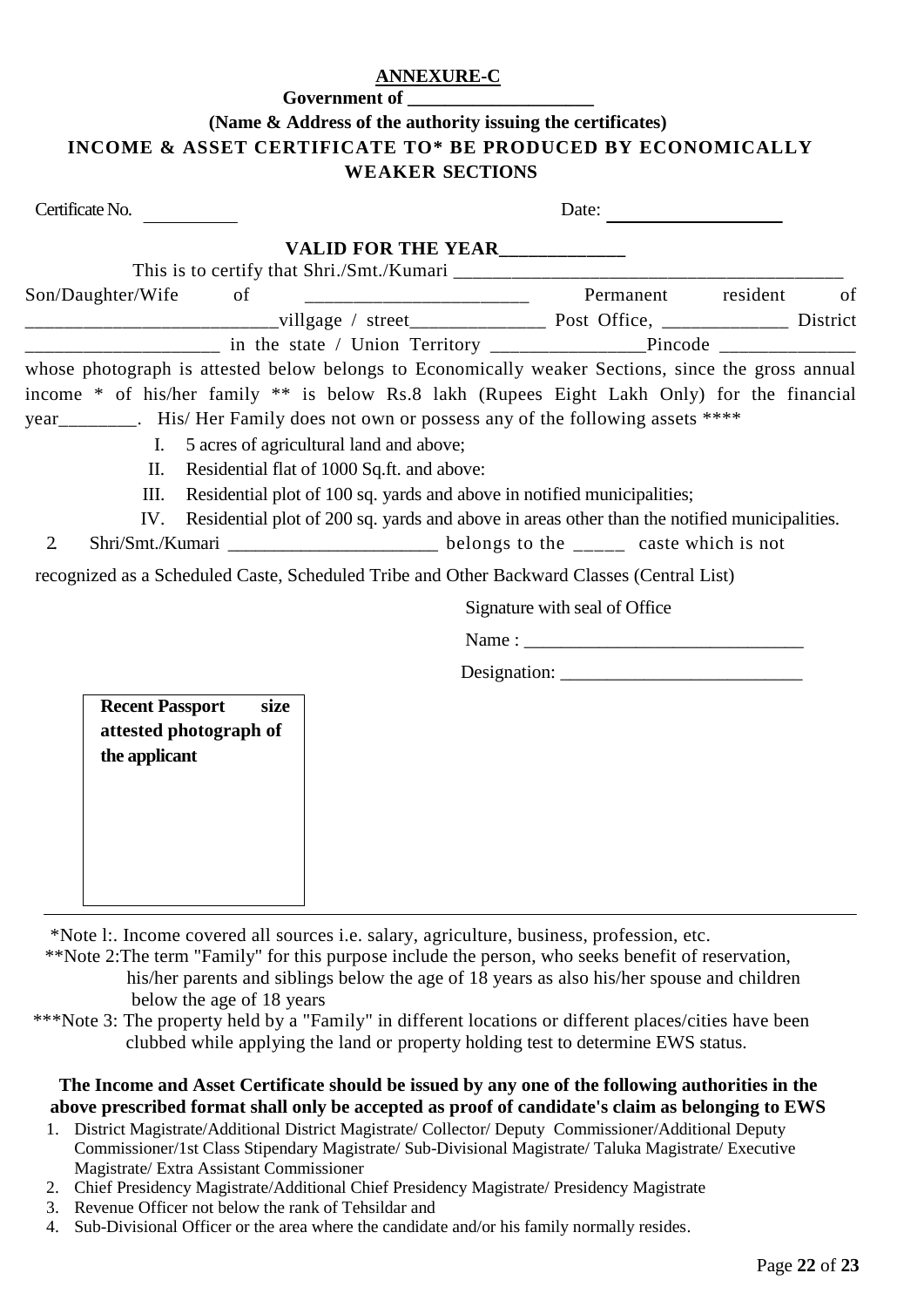**ANNEXURE-C**

**Government of ____________________**

**(Name & Address of the authority issuing the certificates)**

**INCOME & ASSET CERTIFICATE TO* BE PRODUCED BY ECONOMICALLY WEAKER SECTIONS**

Certificate No. ___________ Date: ____________________

**VALID FOR THE YEAR_____________**

This is to certify that Shri./Smt./Kumari ________________________________________ Son/Daughter/Wife of _______________________ Permanent resident of __________________________villgage / street______________ Post Office, _____________ District ____________________ in the state / Union Territory ________________Pincode ______________ whose photograph is attested below belongs to Economically weaker Sections, since the gross annual income * of his/her family ** is below Rs.8 lakh (Rupees Eight Lakh Only) for the financial year________. His/ Her Family does not own or possess any of the following assets ****

I. 5 acres of agricultural land and above;

II. Residential flat of 1000 Sq.ft. and above:

III. Residential plot of 100 sq. yards and above in notified municipalities;

IV. Residential plot of 200 sq. yards and above in areas other than the notified municipalities.

2. Shri/Smt./Kumari ______________________ belongs to the _____ caste which is not recognized as a Scheduled Caste, Scheduled Tribe and Other Backward Classes (Central List)

Signature with seal of Office

Name : ______________________________

Designation: __________________________

**Recent Passport size attested photograph of the applicant**

---

*Note l:. Income covered all sources i.e. salary, agriculture, business, profession, etc.

**Note 2:The term "Family" for this purpose include the person, who seeks benefit of reservation, his/her parents and siblings below the age of 18 years as also his/her spouse and children below the age of 18 years

***Note 3: The property held by a "Family" in different locations or different places/cities have been clubbed while applying the land or property holding test to determine EWS status.

**The Income and Asset Certificate should be issued by any one of the following authorities in the above prescribed format shall only be accepted as proof of candidate's claim as belonging to EWS**

1. District Magistrate/Additional District Magistrate/ Collector/ Deputy Commissioner/Additional Deputy Commissioner/1st Class Stipendary Magistrate/ Sub-Divisional Magistrate/ Taluka Magistrate/ Executive Magistrate/ Extra Assistant Commissioner
2. Chief Presidency Magistrate/Additional Chief Presidency Magistrate/ Presidency Magistrate
3. Revenue Officer not below the rank of Tehsildar and
4. Sub-Divisional Officer or the area where the candidate and/or his family normally resides.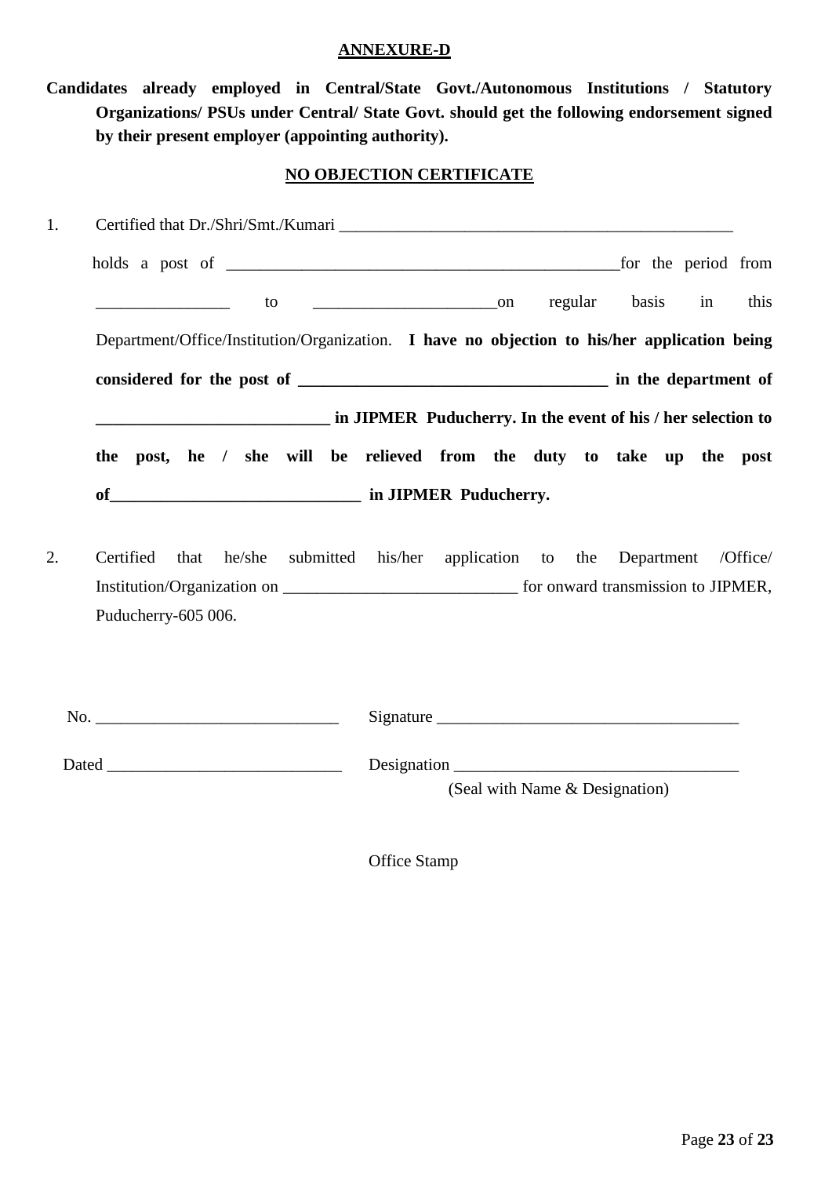**ANNEXURE-D**

**Candidates already employed in Central/State Govt./Autonomous Institutions / Statutory Organizations/ PSUs under Central/ State Govt. should get the following endorsement signed by their present employer (appointing authority).**

**NO OBJECTION CERTIFICATE**

1. Certified that Dr./Shri/Smt./Kumari _________________________________________________ holds a post of _________________________________________________for the period from ________________ to ______________________on regular basis in this Department/Office/Institution/Organization. **I have no objection to his/her application being considered for the post of _____________________________________ in the department of ____________________________ in JIPMER Puducherry. In the event of his / her selection to the post, he / she will be relieved from the duty to take up the post of_____________________________ in JIPMER Puducherry.**

2. Certified that he/she submitted his/her application to the Department /Office/ Institution/Organization on ____________________________ for onward transmission to JIPMER, Puducherry-605 006.

No. _____________________________

Dated ____________________________

Signature ____________________________________

Designation __________________________________

(Seal with Name & Designation)

Office Stamp